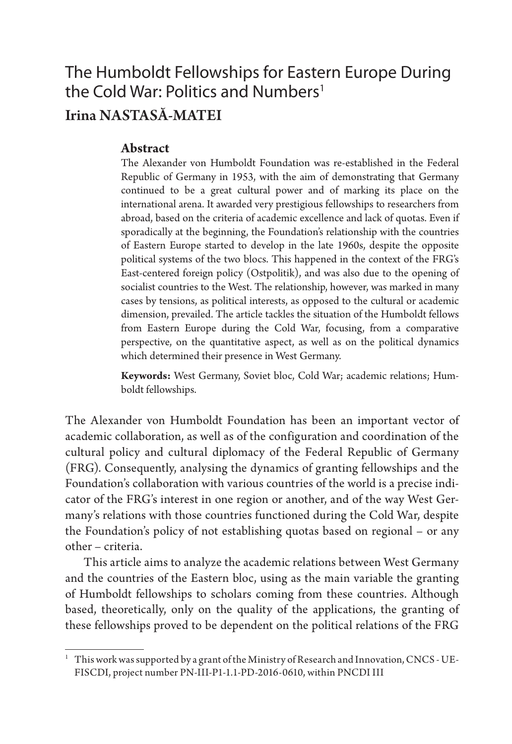# The Humboldt Fellowships for Eastern Europe During the Cold War: Politics and Numbers[1]

## Irina NASTASĂ-MATEI

### Abstract

The Alexander von Humboldt Foundation was re-established in the Federal Republic of Germany in 1953, with the aim of demonstrating that Germany continued to be a great cultural power and of marking its place on the international arena. It awarded very prestigious fellowships to researchers from abroad, based on the criteria of academic excellence and lack of quotas. Even if sporadically at the beginning, the Foundation's relationship with the countries of Eastern Europe started to develop in the late 1960s, despite the opposite political systems of the two blocs. This happened in the context of the FRG's East-centered foreign policy (Ostpolitik), and was also due to the opening of socialist countries to the West. The relationship, however, was marked in many cases by tensions, as political interests, as opposed to the cultural or academic dimension, prevailed. The article tackles the situation of the Humboldt fellows from Eastern Europe during the Cold War, focusing, from a comparative perspective, on the quantitative aspect, as well as on the political dynamics which determined their presence in West Germany.

**Keywords:** West Germany, Soviet bloc, Cold War; academic relations; Humboldt fellowships.

The Alexander von Humboldt Foundation has been an important vector of academic collaboration, as well as of the configuration and coordination of the cultural policy and cultural diplomacy of the Federal Republic of Germany (FRG). Consequently, analysing the dynamics of granting fellowships and the Foundation's collaboration with various countries of the world is a precise indicator of the FRG's interest in one region or another, and of the way West Germany's relations with those countries functioned during the Cold War, despite the Foundation's policy of not establishing quotas based on regional – or any other – criteria.

This article aims to analyze the academic relations between West Germany and the countries of the Eastern bloc, using as the main variable the granting of Humboldt fellowships to scholars coming from these countries. Although based, theoretically, only on the quality of the applications, the granting of these fellowships proved to be dependent on the political relations of the FRG

---

[1] This work was supported by a grant of the Ministry of Research and Innovation, CNCS - UEFISCDI, project number PN-III-P1-1.1-PD-2016-0610, within PNCDI III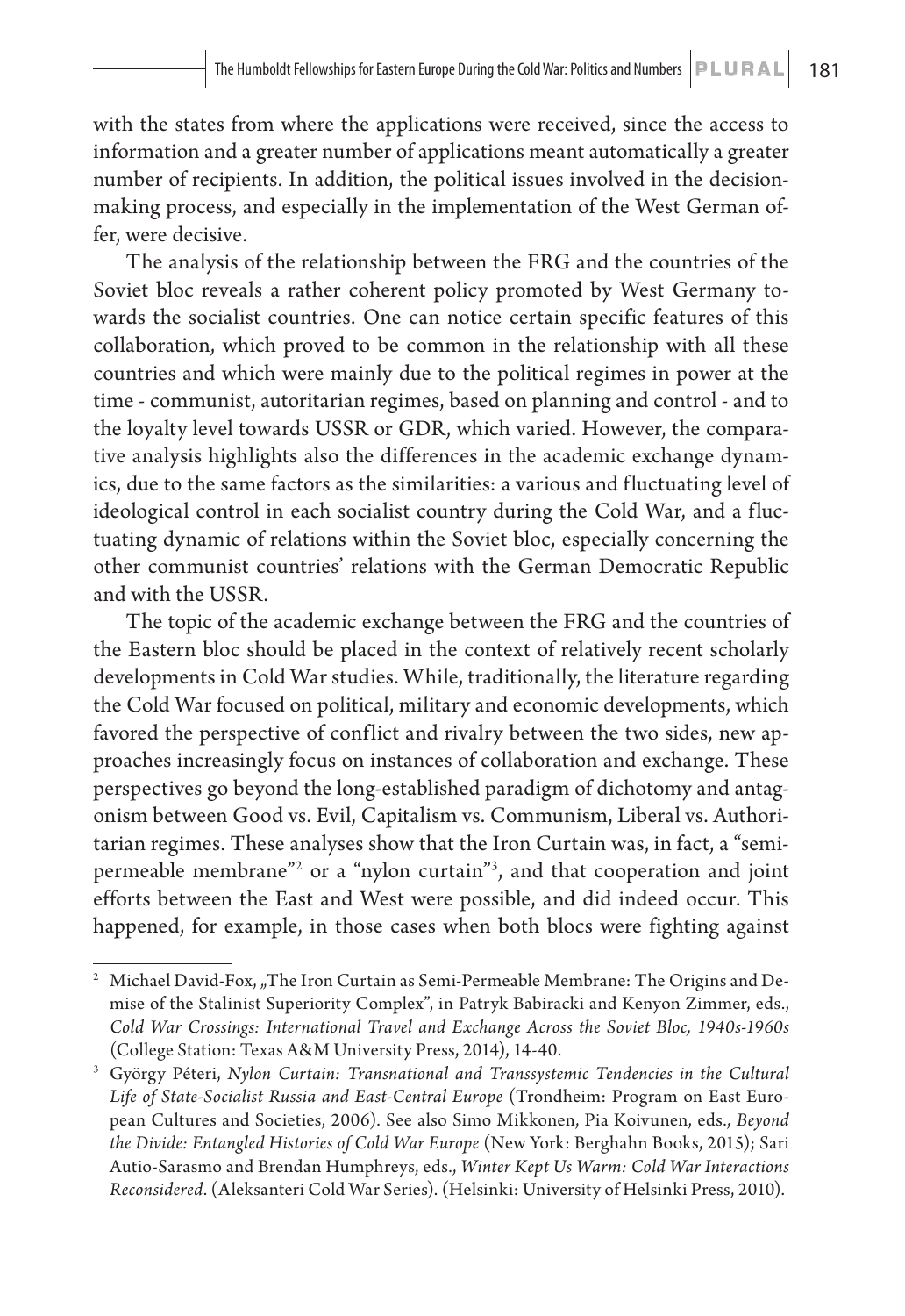with the states from where the applications were received, since the access to information and a greater number of applications meant automatically a greater number of recipients. In addition, the political issues involved in the decision-making process, and especially in the implementation of the West German offer, were decisive.

The analysis of the relationship between the FRG and the countries of the Soviet bloc reveals a rather coherent policy promoted by West Germany towards the socialist countries. One can notice certain specific features of this collaboration, which proved to be common in the relationship with all these countries and which were mainly due to the political regimes in power at the time - communist, autoritarian regimes, based on planning and control - and to the loyalty level towards USSR or GDR, which varied. However, the comparative analysis highlights also the differences in the academic exchange dynamics, due to the same factors as the similarities: a various and fluctuating level of ideological control in each socialist country during the Cold War, and a fluctuating dynamic of relations within the Soviet bloc, especially concerning the other communist countries' relations with the German Democratic Republic and with the USSR.

The topic of the academic exchange between the FRG and the countries of the Eastern bloc should be placed in the context of relatively recent scholarly developments in Cold War studies. While, traditionally, the literature regarding the Cold War focused on political, military and economic developments, which favored the perspective of conflict and rivalry between the two sides, new approaches increasingly focus on instances of collaboration and exchange. These perspectives go beyond the long-established paradigm of dichotomy and antagonism between Good vs. Evil, Capitalism vs. Communism, Liberal vs. Authoritarian regimes. These analyses show that the Iron Curtain was, in fact, a "semi-permeable membrane"[2] or a "nylon curtain"[3], and that cooperation and joint efforts between the East and West were possible, and did indeed occur. This happened, for example, in those cases when both blocs were fighting against

---

[2] Michael David-Fox, „The Iron Curtain as Semi-Permeable Membrane: The Origins and Demise of the Stalinist Superiority Complex", in Patryk Babiracki and Kenyon Zimmer, eds., *Cold War Crossings: International Travel and Exchange Across the Soviet Bloc, 1940s-1960s* (College Station: Texas A&M University Press, 2014), 14-40.

[3] György Péteri, *Nylon Curtain: Transnational and Transsystemic Tendencies in the Cultural Life of State-Socialist Russia and East-Central Europe* (Trondheim: Program on East European Cultures and Societies, 2006). See also Simo Mikkonen, Pia Koivunen, eds., *Beyond the Divide: Entangled Histories of Cold War Europe* (New York: Berghahn Books, 2015); Sari Autio-Sarasmo and Brendan Humphreys, eds., *Winter Kept Us Warm: Cold War Interactions Reconsidered*. (Aleksanteri Cold War Series). (Helsinki: University of Helsinki Press, 2010).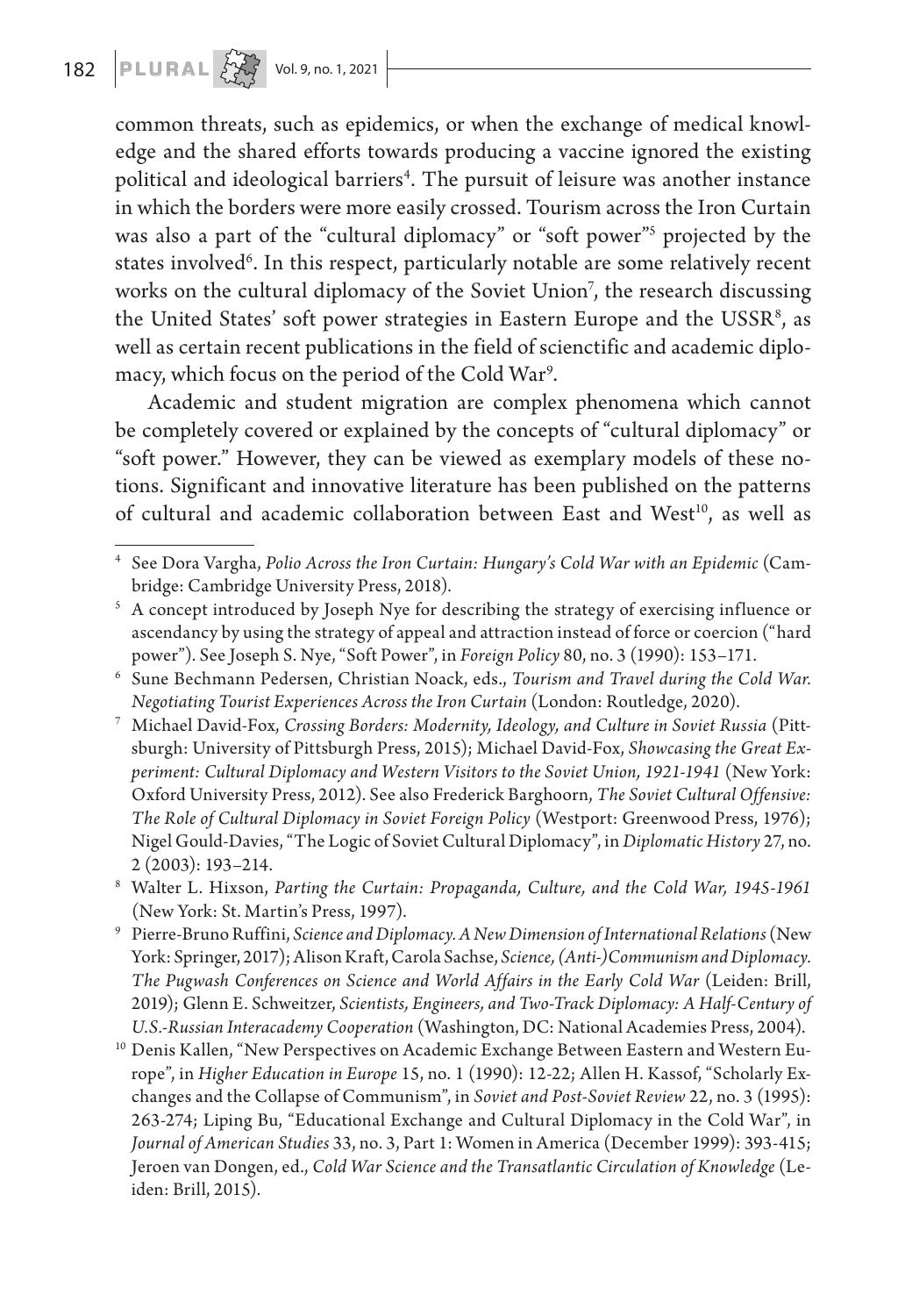common threats, such as epidemics, or when the exchange of medical knowledge and the shared efforts towards producing a vaccine ignored the existing political and ideological barriers[4]. The pursuit of leisure was another instance in which the borders were more easily crossed. Tourism across the Iron Curtain was also a part of the "cultural diplomacy" or "soft power"[5] projected by the states involved[6]. In this respect, particularly notable are some relatively recent works on the cultural diplomacy of the Soviet Union[7], the research discussing the United States' soft power strategies in Eastern Europe and the USSR[8], as well as certain recent publications in the field of scienctific and academic diplomacy, which focus on the period of the Cold War[9].

Academic and student migration are complex phenomena which cannot be completely covered or explained by the concepts of "cultural diplomacy" or "soft power." However, they can be viewed as exemplary models of these notions. Significant and innovative literature has been published on the patterns of cultural and academic collaboration between East and West[10], as well as

---

[4] See Dora Vargha, *Polio Across the Iron Curtain: Hungary's Cold War with an Epidemic* (Cambridge: Cambridge University Press, 2018).

[5] A concept introduced by Joseph Nye for describing the strategy of exercising influence or ascendancy by using the strategy of appeal and attraction instead of force or coercion ("hard power"). See Joseph S. Nye, "Soft Power", in *Foreign Policy* 80, no. 3 (1990): 153–171.

[6] Sune Bechmann Pedersen, Christian Noack, eds., *Tourism and Travel during the Cold War. Negotiating Tourist Experiences Across the Iron Curtain* (London: Routledge, 2020).

[7] Michael David-Fox, *Crossing Borders: Modernity, Ideology, and Culture in Soviet Russia* (Pittsburgh: University of Pittsburgh Press, 2015); Michael David-Fox, *Showcasing the Great Experiment: Cultural Diplomacy and Western Visitors to the Soviet Union, 1921-1941* (New York: Oxford University Press, 2012). See also Frederick Barghoorn, *The Soviet Cultural Offensive: The Role of Cultural Diplomacy in Soviet Foreign Policy* (Westport: Greenwood Press, 1976); Nigel Gould-Davies, "The Logic of Soviet Cultural Diplomacy", in *Diplomatic History* 27, no. 2 (2003): 193–214.

[8] Walter L. Hixson, *Parting the Curtain: Propaganda, Culture, and the Cold War, 1945-1961* (New York: St. Martin's Press, 1997).

[9] Pierre-Bruno Ruffini, *Science and Diplomacy. A New Dimension of International Relations* (New York: Springer, 2017); Alison Kraft, Carola Sachse, *Science, (Anti-)Communism and Diplomacy. The Pugwash Conferences on Science and World Affairs in the Early Cold War* (Leiden: Brill, 2019); Glenn E. Schweitzer, *Scientists, Engineers, and Two-Track Diplomacy: A Half-Century of U.S.-Russian Interacademy Cooperation* (Washington, DC: National Academies Press, 2004).

[10] Denis Kallen, "New Perspectives on Academic Exchange Between Eastern and Western Europe", in *Higher Education in Europe* 15, no. 1 (1990): 12-22; Allen H. Kassof, "Scholarly Exchanges and the Collapse of Communism", in *Soviet and Post-Soviet Review* 22, no. 3 (1995): 263-274; Liping Bu, "Educational Exchange and Cultural Diplomacy in the Cold War", in *Journal of American Studies* 33, no. 3, Part 1: Women in America (December 1999): 393-415; Jeroen van Dongen, ed., *Cold War Science and the Transatlantic Circulation of Knowledge* (Leiden: Brill, 2015).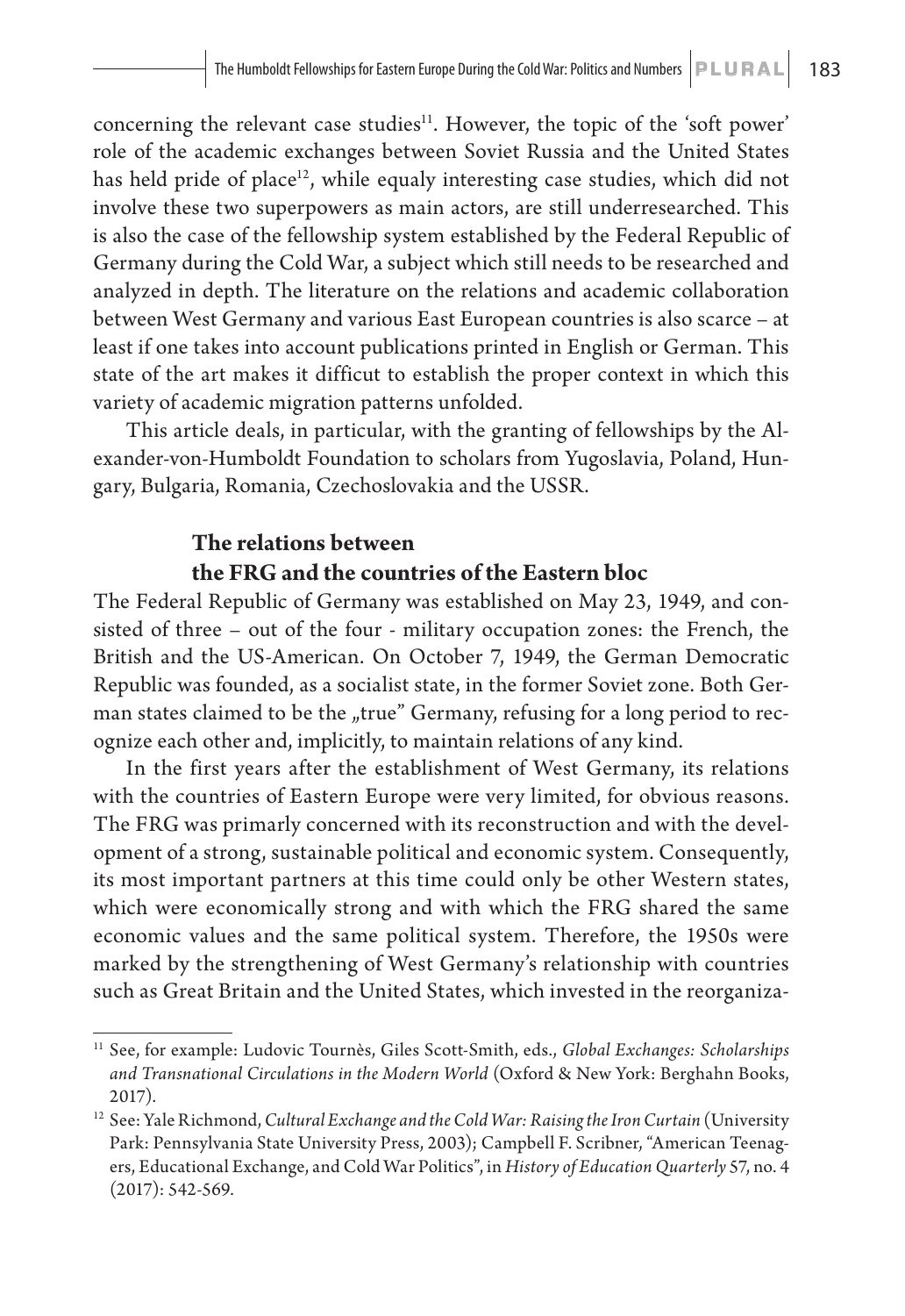concerning the relevant case studies[11]. However, the topic of the 'soft power' role of the academic exchanges between Soviet Russia and the United States has held pride of place[12], while equaly interesting case studies, which did not involve these two superpowers as main actors, are still underresearched. This is also the case of the fellowship system established by the Federal Republic of Germany during the Cold War, a subject which still needs to be researched and analyzed in depth. The literature on the relations and academic collaboration between West Germany and various East European countries is also scarce – at least if one takes into account publications printed in English or German. This state of the art makes it difficut to establish the proper context in which this variety of academic migration patterns unfolded.

This article deals, in particular, with the granting of fellowships by the Alexander-von-Humboldt Foundation to scholars from Yugoslavia, Poland, Hungary, Bulgaria, Romania, Czechoslovakia and the USSR.

## The relations between the FRG and the countries of the Eastern bloc

The Federal Republic of Germany was established on May 23, 1949, and consisted of three – out of the four - military occupation zones: the French, the British and the US-American. On October 7, 1949, the German Democratic Republic was founded, as a socialist state, in the former Soviet zone. Both German states claimed to be the „true" Germany, refusing for a long period to recognize each other and, implicitly, to maintain relations of any kind.

In the first years after the establishment of West Germany, its relations with the countries of Eastern Europe were very limited, for obvious reasons. The FRG was primarily concerned with its reconstruction and with the development of a strong, sustainable political and economic system. Consequently, its most important partners at this time could only be other Western states, which were economically strong and with which the FRG shared the same economic values and the same political system. Therefore, the 1950s were marked by the strengthening of West Germany's relationship with countries such as Great Britain and the United States, which invested in the reorganiza-

---

[11] See, for example: Ludovic Tournès, Giles Scott-Smith, eds., *Global Exchanges: Scholarships and Transnational Circulations in the Modern World* (Oxford & New York: Berghahn Books, 2017).

[12] See: Yale Richmond, *Cultural Exchange and the Cold War: Raising the Iron Curtain* (University Park: Pennsylvania State University Press, 2003); Campbell F. Scribner, "American Teenagers, Educational Exchange, and Cold War Politics", in *History of Education Quarterly* 57, no. 4 (2017): 542-569.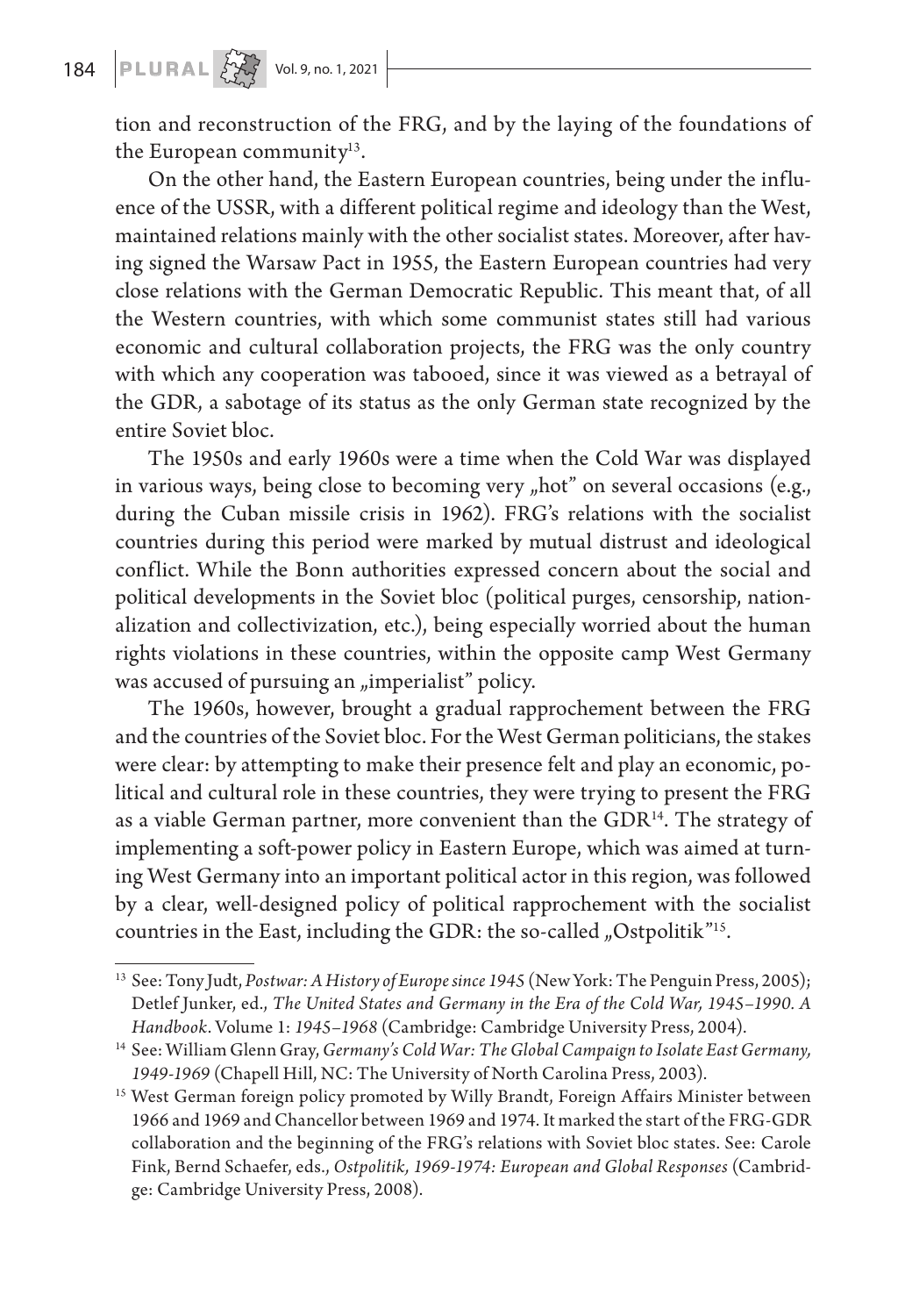tion and reconstruction of the FRG, and by the laying of the foundations of the European community[13].

On the other hand, the Eastern European countries, being under the influence of the USSR, with a different political regime and ideology than the West, maintained relations mainly with the other socialist states. Moreover, after having signed the Warsaw Pact in 1955, the Eastern European countries had very close relations with the German Democratic Republic. This meant that, of all the Western countries, with which some communist states still had various economic and cultural collaboration projects, the FRG was the only country with which any cooperation was tabooed, since it was viewed as a betrayal of the GDR, a sabotage of its status as the only German state recognized by the entire Soviet bloc.

The 1950s and early 1960s were a time when the Cold War was displayed in various ways, being close to becoming very „hot" on several occasions (e.g., during the Cuban missile crisis in 1962). FRG's relations with the socialist countries during this period were marked by mutual distrust and ideological conflict. While the Bonn authorities expressed concern about the social and political developments in the Soviet bloc (political purges, censorship, nationalization and collectivization, etc.), being especially worried about the human rights violations in these countries, within the opposite camp West Germany was accused of pursuing an „imperialist" policy.

The 1960s, however, brought a gradual rapprochement between the FRG and the countries of the Soviet bloc. For the West German politicians, the stakes were clear: by attempting to make their presence felt and play an economic, political and cultural role in these countries, they were trying to present the FRG as a viable German partner, more convenient than the GDR[14]. The strategy of implementing a soft-power policy in Eastern Europe, which was aimed at turning West Germany into an important political actor in this region, was followed by a clear, well-designed policy of political rapprochement with the socialist countries in the East, including the GDR: the so-called „Ostpolitik"[15].

---

[13] See: Tony Judt, *Postwar: A History of Europe since 1945* (New York: The Penguin Press, 2005); Detlef Junker, ed., *The United States and Germany in the Era of the Cold War, 1945–1990. A Handbook*. Volume 1: *1945–1968* (Cambridge: Cambridge University Press, 2004).

[14] See: William Glenn Gray, *Germany's Cold War: The Global Campaign to Isolate East Germany, 1949-1969* (Chapell Hill, NC: The University of North Carolina Press, 2003).

[15] West German foreign policy promoted by Willy Brandt, Foreign Affairs Minister between 1966 and 1969 and Chancellor between 1969 and 1974. It marked the start of the FRG-GDR collaboration and the beginning of the FRG's relations with Soviet bloc states. See: Carole Fink, Bernd Schaefer, eds., *Ostpolitik, 1969-1974: European and Global Responses* (Cambridge: Cambridge University Press, 2008).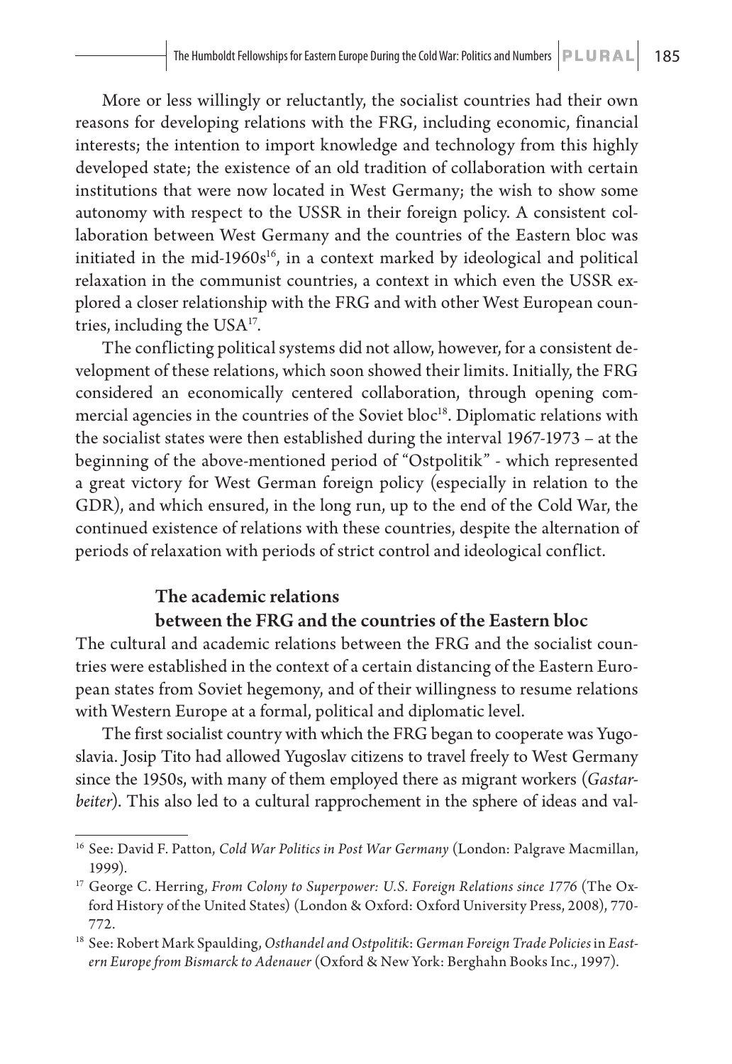More or less willingly or reluctantly, the socialist countries had their own reasons for developing relations with the FRG, including economic, financial interests; the intention to import knowledge and technology from this highly developed state; the existence of an old tradition of collaboration with certain institutions that were now located in West Germany; the wish to show some autonomy with respect to the USSR in their foreign policy. A consistent collaboration between West Germany and the countries of the Eastern bloc was initiated in the mid-1960s[16], in a context marked by ideological and political relaxation in the communist countries, a context in which even the USSR explored a closer relationship with the FRG and with other West European countries, including the USA[17].

The conflicting political systems did not allow, however, for a consistent development of these relations, which soon showed their limits. Initially, the FRG considered an economically centered collaboration, through opening commercial agencies in the countries of the Soviet bloc[18]. Diplomatic relations with the socialist states were then established during the interval 1967-1973 – at the beginning of the above-mentioned period of "Ostpolitik" - which represented a great victory for West German foreign policy (especially in relation to the GDR), and which ensured, in the long run, up to the end of the Cold War, the continued existence of relations with these countries, despite the alternation of periods of relaxation with periods of strict control and ideological conflict.

## The academic relations between the FRG and the countries of the Eastern bloc

The cultural and academic relations between the FRG and the socialist countries were established in the context of a certain distancing of the Eastern European states from Soviet hegemony, and of their willingness to resume relations with Western Europe at a formal, political and diplomatic level.

The first socialist country with which the FRG began to cooperate was Yugoslavia. Josip Tito had allowed Yugoslav citizens to travel freely to West Germany since the 1950s, with many of them employed there as migrant workers (*Gastarbeiter*). This also led to a cultural rapprochement in the sphere of ideas and val-

---

[16] See: David F. Patton, *Cold War Politics in Post War Germany* (London: Palgrave Macmillan, 1999).

[17] George C. Herring, *From Colony to Superpower: U.S. Foreign Relations since 1776* (The Oxford History of the United States) (London & Oxford: Oxford University Press, 2008), 770-772.

[18] See: Robert Mark Spaulding, *Osthandel and Ostpolitik*: *German Foreign Trade Policies* in *Eastern Europe from Bismarck to Adenauer* (Oxford & New York: Berghahn Books Inc., 1997).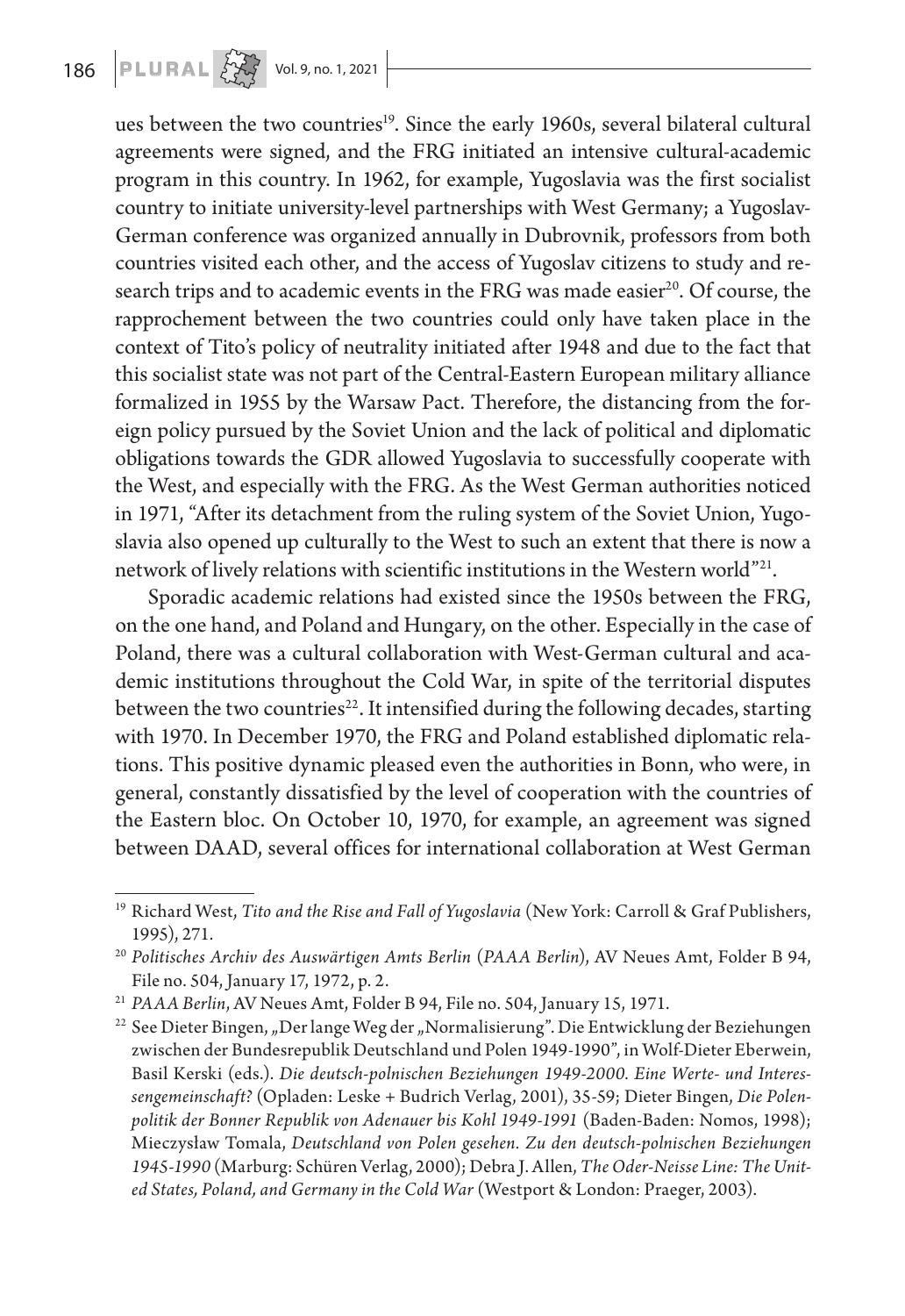ues between the two countries[19]. Since the early 1960s, several bilateral cultural agreements were signed, and the FRG initiated an intensive cultural-academic program in this country. In 1962, for example, Yugoslavia was the first socialist country to initiate university-level partnerships with West Germany; a Yugoslav-German conference was organized annually in Dubrovnik, professors from both countries visited each other, and the access of Yugoslav citizens to study and research trips and to academic events in the FRG was made easier[20]. Of course, the rapprochement between the two countries could only have taken place in the context of Tito's policy of neutrality initiated after 1948 and due to the fact that this socialist state was not part of the Central-Eastern European military alliance formalized in 1955 by the Warsaw Pact. Therefore, the distancing from the foreign policy pursued by the Soviet Union and the lack of political and diplomatic obligations towards the GDR allowed Yugoslavia to successfully cooperate with the West, and especially with the FRG. As the West German authorities noticed in 1971, "After its detachment from the ruling system of the Soviet Union, Yugoslavia also opened up culturally to the West to such an extent that there is now a network of lively relations with scientific institutions in the Western world"[21].

Sporadic academic relations had existed since the 1950s between the FRG, on the one hand, and Poland and Hungary, on the other. Especially in the case of Poland, there was a cultural collaboration with West-German cultural and academic institutions throughout the Cold War, in spite of the territorial disputes between the two countries[22]. It intensified during the following decades, starting with 1970. In December 1970, the FRG and Poland established diplomatic relations. This positive dynamic pleased even the authorities in Bonn, who were, in general, constantly dissatisfied by the level of cooperation with the countries of the Eastern bloc. On October 10, 1970, for example, an agreement was signed between DAAD, several offices for international collaboration at West German

---

[19] Richard West, *Tito and the Rise and Fall of Yugoslavia* (New York: Carroll & Graf Publishers, 1995), 271.

[20] *Politisches Archiv des Auswärtigen Amts Berlin* (*PAAA Berlin*), AV Neues Amt, Folder B 94, File no. 504, January 17, 1972, p. 2.

[21] *PAAA Berlin*, AV Neues Amt, Folder B 94, File no. 504, January 15, 1971.

[22] See Dieter Bingen, „Der lange Weg der „Normalisierung". Die Entwicklung der Beziehungen zwischen der Bundesrepublik Deutschland und Polen 1949-1990", in Wolf-Dieter Eberwein, Basil Kerski (eds.). *Die deutsch-polnischen Beziehungen 1949-2000. Eine Werte- und Interessengemeinschaft?* (Opladen: Leske + Budrich Verlag, 2001), 35-59; Dieter Bingen, *Die Polenpolitik der Bonner Republik von Adenauer bis Kohl 1949-1991* (Baden-Baden: Nomos, 1998); Mieczysław Tomala, *Deutschland von Polen gesehen. Zu den deutsch-polnischen Beziehungen 1945-1990* (Marburg: Schüren Verlag, 2000); Debra J. Allen, *The Oder-Neisse Line: The United States, Poland, and Germany in the Cold War* (Westport & London: Praeger, 2003).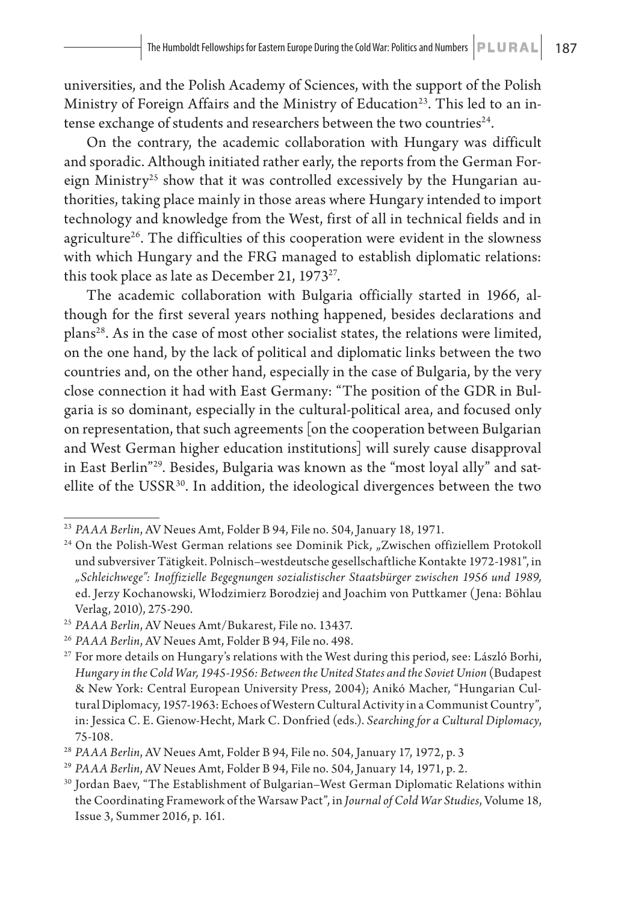universities, and the Polish Academy of Sciences, with the support of the Polish Ministry of Foreign Affairs and the Ministry of Education[23]. This led to an intense exchange of students and researchers between the two countries[24].

On the contrary, the academic collaboration with Hungary was difficult and sporadic. Although initiated rather early, the reports from the German Foreign Ministry[25] show that it was controlled excessively by the Hungarian authorities, taking place mainly in those areas where Hungary intended to import technology and knowledge from the West, first of all in technical fields and in agriculture[26]. The difficulties of this cooperation were evident in the slowness with which Hungary and the FRG managed to establish diplomatic relations: this took place as late as December 21, 1973[27].

The academic collaboration with Bulgaria officially started in 1966, although for the first several years nothing happened, besides declarations and plans[28]. As in the case of most other socialist states, the relations were limited, on the one hand, by the lack of political and diplomatic links between the two countries and, on the other hand, especially in the case of Bulgaria, by the very close connection it had with East Germany: "The position of the GDR in Bulgaria is so dominant, especially in the cultural-political area, and focused only on representation, that such agreements [on the cooperation between Bulgarian and West German higher education institutions] will surely cause disapproval in East Berlin"[29]. Besides, Bulgaria was known as the "most loyal ally" and satellite of the USSR[30]. In addition, the ideological divergences between the two

---

[23] *PAAA Berlin*, AV Neues Amt, Folder B 94, File no. 504, January 18, 1971.

[24] On the Polish-West German relations see Dominik Pick, „Zwischen offiziellem Protokoll und subversiver Tätigkeit. Polnisch–westdeutsche gesellschaftliche Kontakte 1972-1981", in *„Schleichwege": Inoffizielle Begegnungen sozialistischer Staatsbürger zwischen 1956 und 1989*, ed. Jerzy Kochanowski, Włodzimierz Borodziej and Joachim von Puttkamer (Jena: Böhlau Verlag, 2010), 275-290.

[25] *PAAA Berlin*, AV Neues Amt/Bukarest, File no. 13437.

[26] *PAAA Berlin*, AV Neues Amt, Folder B 94, File no. 498.

[27] For more details on Hungary's relations with the West during this period, see: László Borhi, *Hungary in the Cold War, 1945-1956: Between the United States and the Soviet Union* (Budapest & New York: Central European University Press, 2004); Anikó Macher, "Hungarian Cultural Diplomacy, 1957-1963: Echoes of Western Cultural Activity in a Communist Country", in: Jessica C. E. Gienow-Hecht, Mark C. Donfried (eds.). *Searching for a Cultural Diplomacy*, 75-108.

[28] *PAAA Berlin*, AV Neues Amt, Folder B 94, File no. 504, January 17, 1972, p. 3

[29] *PAAA Berlin*, AV Neues Amt, Folder B 94, File no. 504, January 14, 1971, p. 2.

[30] Jordan Baev, "The Establishment of Bulgarian–West German Diplomatic Relations within the Coordinating Framework of the Warsaw Pact", in *Journal of Cold War Studies*, Volume 18, Issue 3, Summer 2016, p. 161.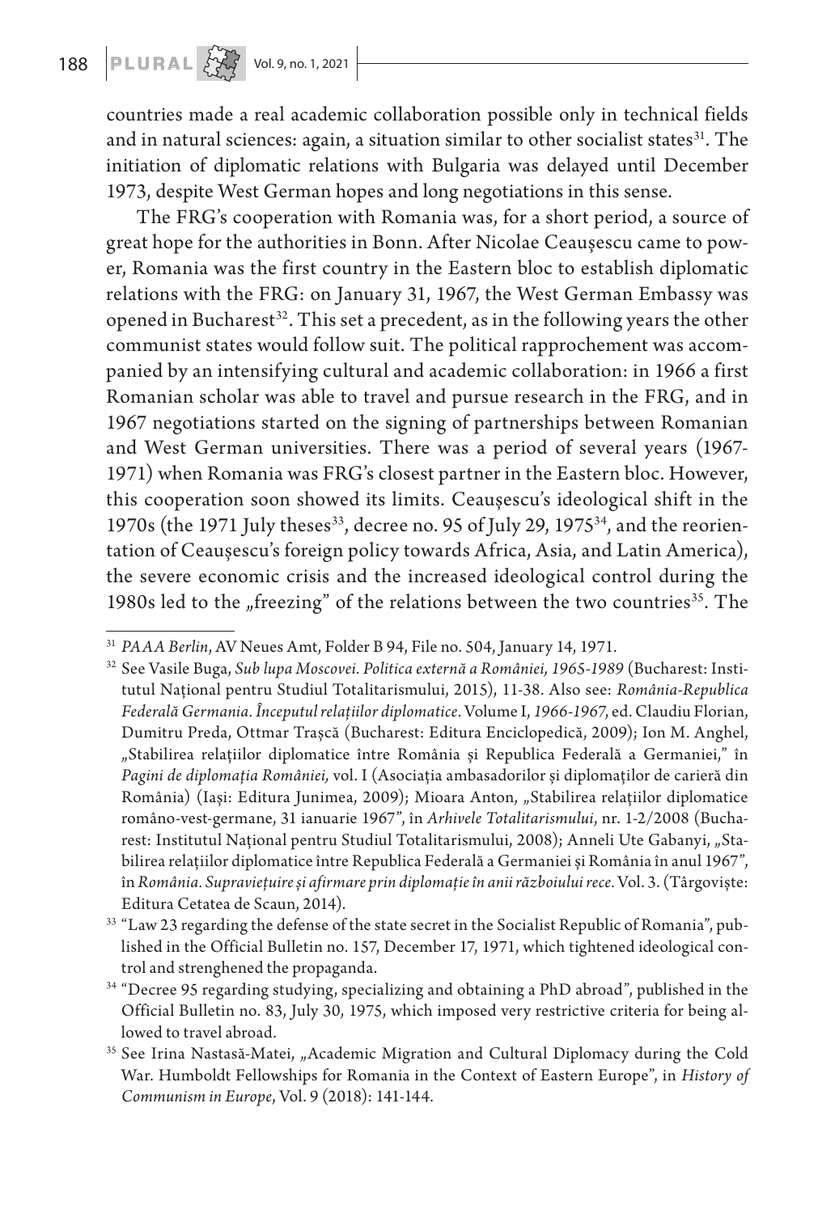countries made a real academic collaboration possible only in technical fields and in natural sciences: again, a situation similar to other socialist states[31]. The initiation of diplomatic relations with Bulgaria was delayed until December 1973, despite West German hopes and long negotiations in this sense.

The FRG's cooperation with Romania was, for a short period, a source of great hope for the authorities in Bonn. After Nicolae Ceaușescu came to power, Romania was the first country in the Eastern bloc to establish diplomatic relations with the FRG: on January 31, 1967, the West German Embassy was opened in Bucharest[32]. This set a precedent, as in the following years the other communist states would follow suit. The political rapprochement was accompanied by an intensifying cultural and academic collaboration: in 1966 a first Romanian scholar was able to travel and pursue research in the FRG, and in 1967 negotiations started on the signing of partnerships between Romanian and West German universities. There was a period of several years (1967-1971) when Romania was FRG's closest partner in the Eastern bloc. However, this cooperation soon showed its limits. Ceaușescu's ideological shift in the 1970s (the 1971 July theses[33], decree no. 95 of July 29, 1975[34], and the reorientation of Ceaușescu's foreign policy towards Africa, Asia, and Latin America), the severe economic crisis and the increased ideological control during the 1980s led to the „freezing" of the relations between the two countries[35]. The

[31] *PAAA Berlin*, AV Neues Amt, Folder B 94, File no. 504, January 14, 1971.

[32] See Vasile Buga, *Sub lupa Moscovei. Politica externă a României, 1965-1989* (Bucharest: Institutul Național pentru Studiul Totalitarismului, 2015), 11-38. Also see: *România-Republica Federală Germania. Începutul relațiilor diplomatice*. Volume I, *1966-1967*, ed. Claudiu Florian, Dumitru Preda, Ottmar Trașcă (Bucharest: Editura Enciclopedică, 2009); Ion M. Anghel, „Stabilirea relațiilor diplomatice între România și Republica Federală a Germaniei," în *Pagini de diplomația României*, vol. I (Asociația ambasadorilor și diplomaților de carieră din România) (Iași: Editura Junimea, 2009); Mioara Anton, „Stabilirea relațiilor diplomatice româno-vest-germane, 31 ianuarie 1967", în *Arhivele Totalitarismului*, nr. 1-2/2008 (Bucharest: Institutul Național pentru Studiul Totalitarismului, 2008); Anneli Ute Gabanyi, „Stabilirea relațiilor diplomatice între Republica Federală a Germaniei și România în anul 1967", în *România. Supraviețuire și afirmare prin diplomație în anii războiului rece*. Vol. 3. (Târgoviște: Editura Cetatea de Scaun, 2014).

[33] "Law 23 regarding the defense of the state secret in the Socialist Republic of Romania", published in the Official Bulletin no. 157, December 17, 1971, which tightened ideological control and strenghened the propaganda.

[34] "Decree 95 regarding studying, specializing and obtaining a PhD abroad", published in the Official Bulletin no. 83, July 30, 1975, which imposed very restrictive criteria for being allowed to travel abroad.

[35] See Irina Nastasă-Matei, „Academic Migration and Cultural Diplomacy during the Cold War. Humboldt Fellowships for Romania in the Context of Eastern Europe", in *History of Communism in Europe*, Vol. 9 (2018): 141-144.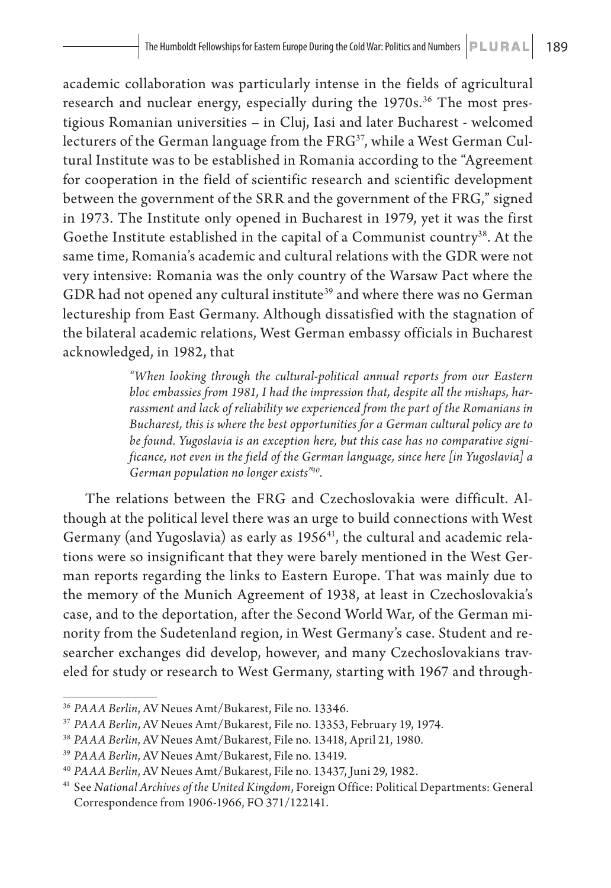academic collaboration was particularly intense in the fields of agricultural research and nuclear energy, especially during the 1970s.[36] The most prestigious Romanian universities – in Cluj, Iasi and later Bucharest - welcomed lecturers of the German language from the FRG[37], while a West German Cultural Institute was to be established in Romania according to the "Agreement for cooperation in the field of scientific research and scientific development between the government of the SRR and the government of the FRG," signed in 1973. The Institute only opened in Bucharest in 1979, yet it was the first Goethe Institute established in the capital of a Communist country[38]. At the same time, Romania's academic and cultural relations with the GDR were not very intensive: Romania was the only country of the Warsaw Pact where the GDR had not opened any cultural institute[39] and where there was no German lectureship from East Germany. Although dissatisfied with the stagnation of the bilateral academic relations, West German embassy officials in Bucharest acknowledged, in 1982, that

> *"When looking through the cultural-political annual reports from our Eastern bloc embassies from 1981, I had the impression that, despite all the mishaps, harrassment and lack of reliability we experienced from the part of the Romanians in Bucharest, this is where the best opportunities for a German cultural policy are to be found. Yugoslavia is an exception here, but this case has no comparative significance, not even in the field of the German language, since here [in Yugoslavia] a German population no longer exists"*[40].

The relations between the FRG and Czechoslovakia were difficult. Although at the political level there was an urge to build connections with West Germany (and Yugoslavia) as early as 1956[41], the cultural and academic relations were so insignificant that they were barely mentioned in the West German reports regarding the links to Eastern Europe. That was mainly due to the memory of the Munich Agreement of 1938, at least in Czechoslovakia's case, and to the deportation, after the Second World War, of the German minority from the Sudetenland region, in West Germany's case. Student and researcher exchanges did develop, however, and many Czechoslovakians traveled for study or research to West Germany, starting with 1967 and through-

---

[36] *PAAA Berlin*, AV Neues Amt/Bukarest, File no. 13346.

[37] *PAAA Berlin*, AV Neues Amt/Bukarest, File no. 13353, February 19, 1974.

[38] *PAAA Berlin*, AV Neues Amt/Bukarest, File no. 13418, April 21, 1980.

[39] *PAAA Berlin*, AV Neues Amt/Bukarest, File no. 13419.

[40] *PAAA Berlin*, AV Neues Amt/Bukarest, File no. 13437, Juni 29, 1982.

[41] See *National Archives of the United Kingdom*, Foreign Office: Political Departments: General Correspondence from 1906-1966, FO 371/122141.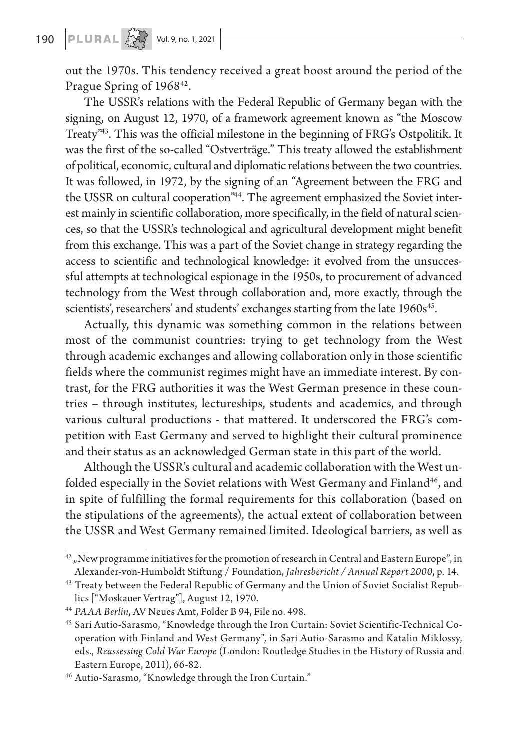out the 1970s. This tendency received a great boost around the period of the Prague Spring of 1968[42].

The USSR's relations with the Federal Republic of Germany began with the signing, on August 12, 1970, of a framework agreement known as "the Moscow Treaty"[43]. This was the official milestone in the beginning of FRG's Ostpolitik. It was the first of the so-called "Ostverträge." This treaty allowed the establishment of political, economic, cultural and diplomatic relations between the two countries. It was followed, in 1972, by the signing of an "Agreement between the FRG and the USSR on cultural cooperation"[44]. The agreement emphasized the Soviet interest mainly in scientific collaboration, more specifically, in the field of natural sciences, so that the USSR's technological and agricultural development might benefit from this exchange. This was a part of the Soviet change in strategy regarding the access to scientific and technological knowledge: it evolved from the unsuccessful attempts at technological espionage in the 1950s, to procurement of advanced technology from the West through collaboration and, more exactly, through the scientists', researchers' and students' exchanges starting from the late 1960s[45].

Actually, this dynamic was something common in the relations between most of the communist countries: trying to get technology from the West through academic exchanges and allowing collaboration only in those scientific fields where the communist regimes might have an immediate interest. By contrast, for the FRG authorities it was the West German presence in these countries – through institutes, lectureships, students and academics, and through various cultural productions - that mattered. It underscored the FRG's competition with East Germany and served to highlight their cultural prominence and their status as an acknowledged German state in this part of the world.

Although the USSR's cultural and academic collaboration with the West unfolded especially in the Soviet relations with West Germany and Finland[46], and in spite of fulfilling the formal requirements for this collaboration (based on the stipulations of the agreements), the actual extent of collaboration between the USSR and West Germany remained limited. Ideological barriers, as well as

---

[42] „New programme initiatives for the promotion of research in Central and Eastern Europe", in Alexander-von-Humboldt Stiftung / Foundation, *Jahresbericht / Annual Report 2000*, p. 14.

[43] Treaty between the Federal Republic of Germany and the Union of Soviet Socialist Republics ["Moskauer Vertrag"], August 12, 1970.

[44] *PAAA Berlin*, AV Neues Amt, Folder B 94, File no. 498.

[45] Sari Autio-Sarasmo, "Knowledge through the Iron Curtain: Soviet Scientific-Technical Cooperation with Finland and West Germany", in Sari Autio-Sarasmo and Katalin Miklossy, eds., *Reassessing Cold War Europe* (London: Routledge Studies in the History of Russia and Eastern Europe, 2011), 66-82.

[46] Autio-Sarasmo, "Knowledge through the Iron Curtain."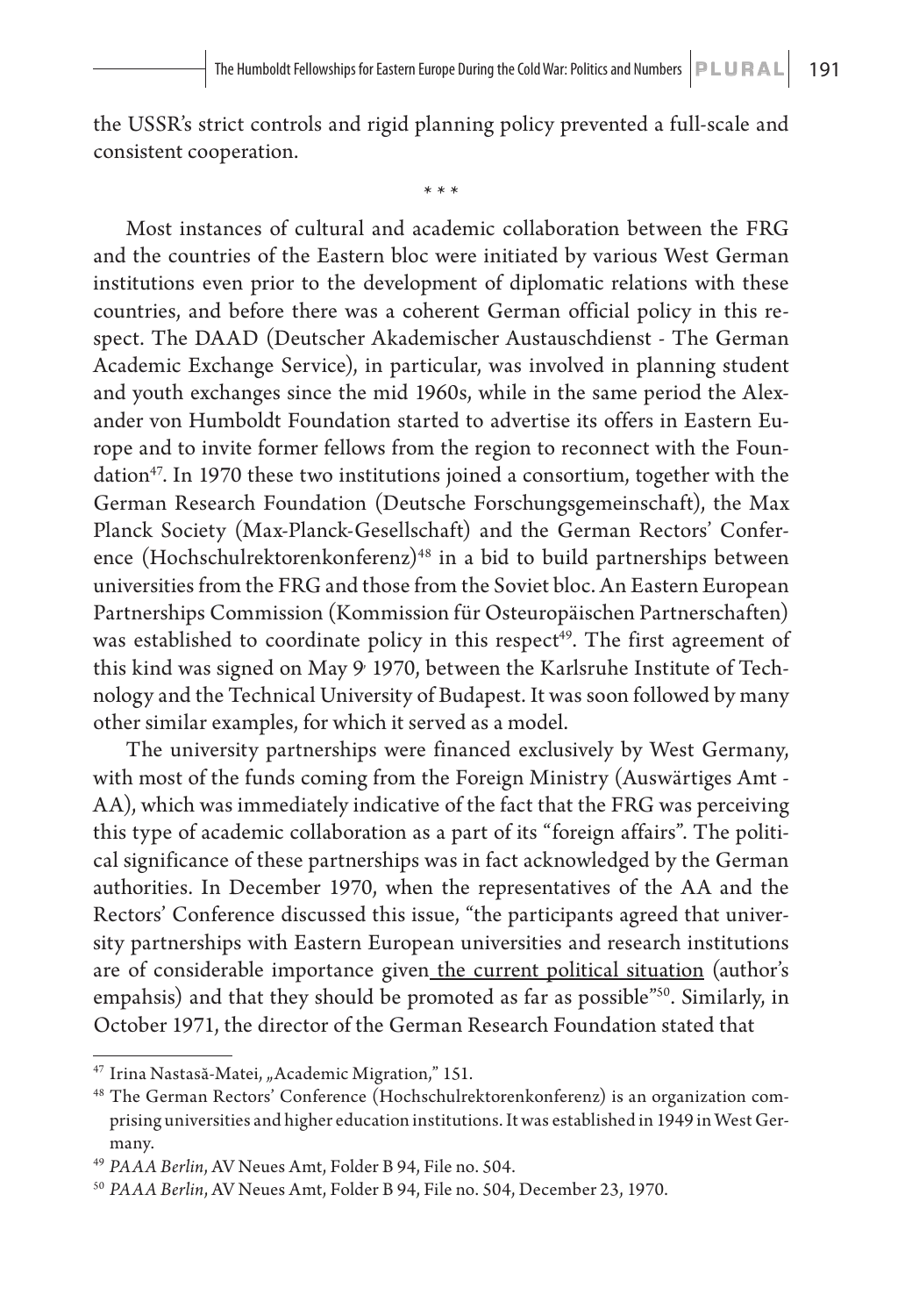the USSR's strict controls and rigid planning policy prevented a full-scale and consistent cooperation.

\* \* \*

Most instances of cultural and academic collaboration between the FRG and the countries of the Eastern bloc were initiated by various West German institutions even prior to the development of diplomatic relations with these countries, and before there was a coherent German official policy in this respect. The DAAD (Deutscher Akademischer Austauschdienst - The German Academic Exchange Service), in particular, was involved in planning student and youth exchanges since the mid 1960s, while in the same period the Alexander von Humboldt Foundation started to advertise its offers in Eastern Europe and to invite former fellows from the region to reconnect with the Foundation[47]. In 1970 these two institutions joined a consortium, together with the German Research Foundation (Deutsche Forschungsgemeinschaft), the Max Planck Society (Max-Planck-Gesellschaft) and the German Rectors' Conference (Hochschulrektorenkonferenz)[48] in a bid to build partnerships between universities from the FRG and those from the Soviet bloc. An Eastern European Partnerships Commission (Kommission für Osteuropäischen Partnerschaften) was established to coordinate policy in this respect[49]. The first agreement of this kind was signed on May 9, 1970, between the Karlsruhe Institute of Technology and the Technical University of Budapest. It was soon followed by many other similar examples, for which it served as a model.

The university partnerships were financed exclusively by West Germany, with most of the funds coming from the Foreign Ministry (Auswärtiges Amt - AA), which was immediately indicative of the fact that the FRG was perceiving this type of academic collaboration as a part of its "foreign affairs". The political significance of these partnerships was in fact acknowledged by the German authorities. In December 1970, when the representatives of the AA and the Rectors' Conference discussed this issue, "the participants agreed that university partnerships with Eastern European universities and research institutions are of considerable importance given <u>the current political situation</u> (author's empahsis) and that they should be promoted as far as possible"[50]. Similarly, in October 1971, the director of the German Research Foundation stated that

---

[47] Irina Nastasă-Matei, „Academic Migration," 151.

[48] The German Rectors' Conference (Hochschulrektorenkonferenz) is an organization comprising universities and higher education institutions. It was established in 1949 in West Germany.

[49] *PAAA Berlin*, AV Neues Amt, Folder B 94, File no. 504.

[50] *PAAA Berlin*, AV Neues Amt, Folder B 94, File no. 504, December 23, 1970.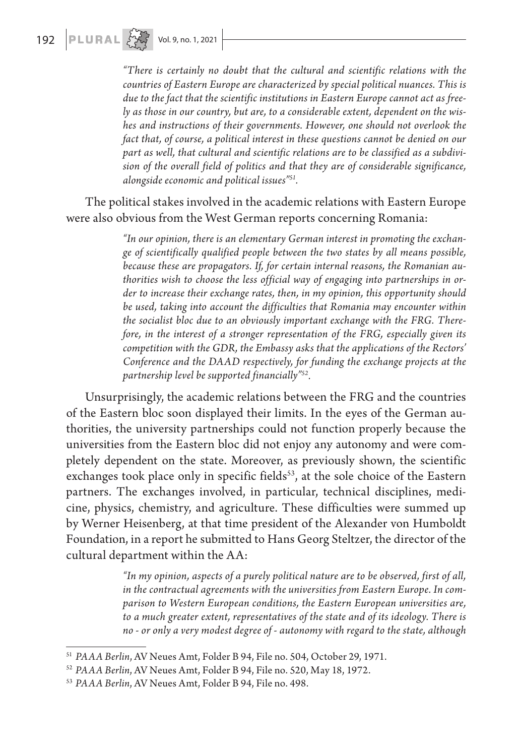> *"There is certainly no doubt that the cultural and scientific relations with the countries of Eastern Europe are characterized by special political nuances. This is due to the fact that the scientific institutions in Eastern Europe cannot act as freely as those in our country, but are, to a considerable extent, dependent on the wishes and instructions of their governments. However, one should not overlook the fact that, of course, a political interest in these questions cannot be denied on our part as well, that cultural and scientific relations are to be classified as a subdivision of the overall field of politics and that they are of considerable significance, alongside economic and political issues"*[51].

The political stakes involved in the academic relations with Eastern Europe were also obvious from the West German reports concerning Romania:

> *"In our opinion, there is an elementary German interest in promoting the exchange of scientifically qualified people between the two states by all means possible, because these are propagators. If, for certain internal reasons, the Romanian authorities wish to choose the less official way of engaging into partnerships in order to increase their exchange rates, then, in my opinion, this opportunity should be used, taking into account the difficulties that Romania may encounter within the socialist bloc due to an obviously important exchange with the FRG. Therefore, in the interest of a stronger representation of the FRG, especially given its competition with the GDR, the Embassy asks that the applications of the Rectors' Conference and the DAAD respectively, for funding the exchange projects at the partnership level be supported financially"*[52].

Unsurprisingly, the academic relations between the FRG and the countries of the Eastern bloc soon displayed their limits. In the eyes of the German authorities, the university partnerships could not function properly because the universities from the Eastern bloc did not enjoy any autonomy and were completely dependent on the state. Moreover, as previously shown, the scientific exchanges took place only in specific fields[53], at the sole choice of the Eastern partners. The exchanges involved, in particular, technical disciplines, medicine, physics, chemistry, and agriculture. These difficulties were summed up by Werner Heisenberg, at that time president of the Alexander von Humboldt Foundation, in a report he submitted to Hans Georg Steltzer, the director of the cultural department within the AA:

> *"In my opinion, aspects of a purely political nature are to be observed, first of all, in the contractual agreements with the universities from Eastern Europe. In comparison to Western European conditions, the Eastern European universities are, to a much greater extent, representatives of the state and of its ideology. There is no - or only a very modest degree of - autonomy with regard to the state, although*

---

[51] *PAAA Berlin*, AV Neues Amt, Folder B 94, File no. 504, October 29, 1971.

[52] *PAAA Berlin*, AV Neues Amt, Folder B 94, File no. 520, May 18, 1972.

[53] *PAAA Berlin*, AV Neues Amt, Folder B 94, File no. 498.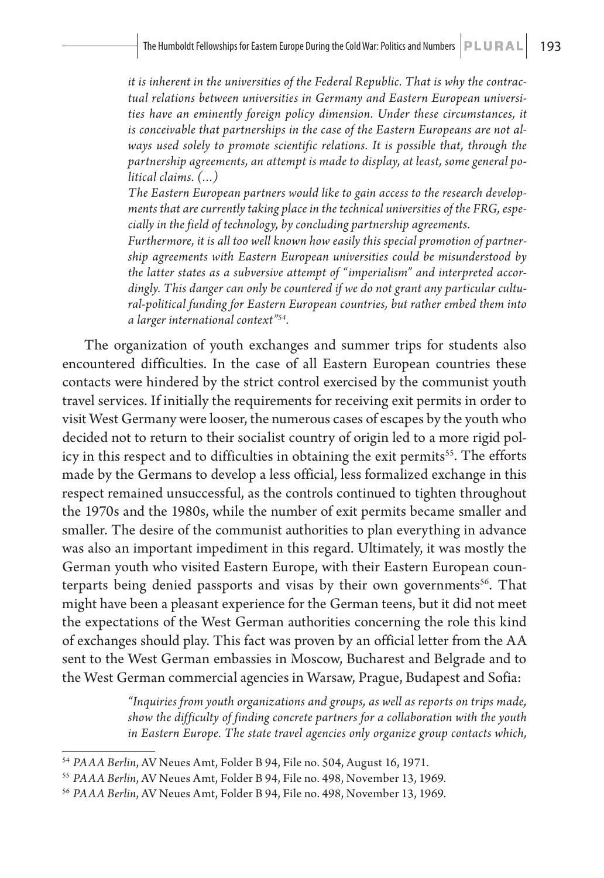*it is inherent in the universities of the Federal Republic. That is why the contractual relations between universities in Germany and Eastern European universities have an eminently foreign policy dimension. Under these circumstances, it is conceivable that partnerships in the case of the Eastern Europeans are not always used solely to promote scientific relations. It is possible that, through the partnership agreements, an attempt is made to display, at least, some general political claims. (...)*

*The Eastern European partners would like to gain access to the research developments that are currently taking place in the technical universities of the FRG, especially in the field of technology, by concluding partnership agreements.*

*Furthermore, it is all too well known how easily this special promotion of partnership agreements with Eastern European universities could be misunderstood by the latter states as a subversive attempt of "imperialism" and interpreted accordingly. This danger can only be countered if we do not grant any particular cultural-political funding for Eastern European countries, but rather embed them into a larger international context"*[54].

The organization of youth exchanges and summer trips for students also encountered difficulties. In the case of all Eastern European countries these contacts were hindered by the strict control exercised by the communist youth travel services. If initially the requirements for receiving exit permits in order to visit West Germany were looser, the numerous cases of escapes by the youth who decided not to return to their socialist country of origin led to a more rigid policy in this respect and to difficulties in obtaining the exit permits[55]. The efforts made by the Germans to develop a less official, less formalized exchange in this respect remained unsuccessful, as the controls continued to tighten throughout the 1970s and the 1980s, while the number of exit permits became smaller and smaller. The desire of the communist authorities to plan everything in advance was also an important impediment in this regard. Ultimately, it was mostly the German youth who visited Eastern Europe, with their Eastern European counterparts being denied passports and visas by their own governments[56]. That might have been a pleasant experience for the German teens, but it did not meet the expectations of the West German authorities concerning the role this kind of exchanges should play. This fact was proven by an official letter from the AA sent to the West German embassies in Moscow, Bucharest and Belgrade and to the West German commercial agencies in Warsaw, Prague, Budapest and Sofia:

*"Inquiries from youth organizations and groups, as well as reports on trips made, show the difficulty of finding concrete partners for a collaboration with the youth in Eastern Europe. The state travel agencies only organize group contacts which,*

---

[54] *PAAA Berlin*, AV Neues Amt, Folder B 94, File no. 504, August 16, 1971.

[55] *PAAA Berlin*, AV Neues Amt, Folder B 94, File no. 498, November 13, 1969.

[56] *PAAA Berlin*, AV Neues Amt, Folder B 94, File no. 498, November 13, 1969.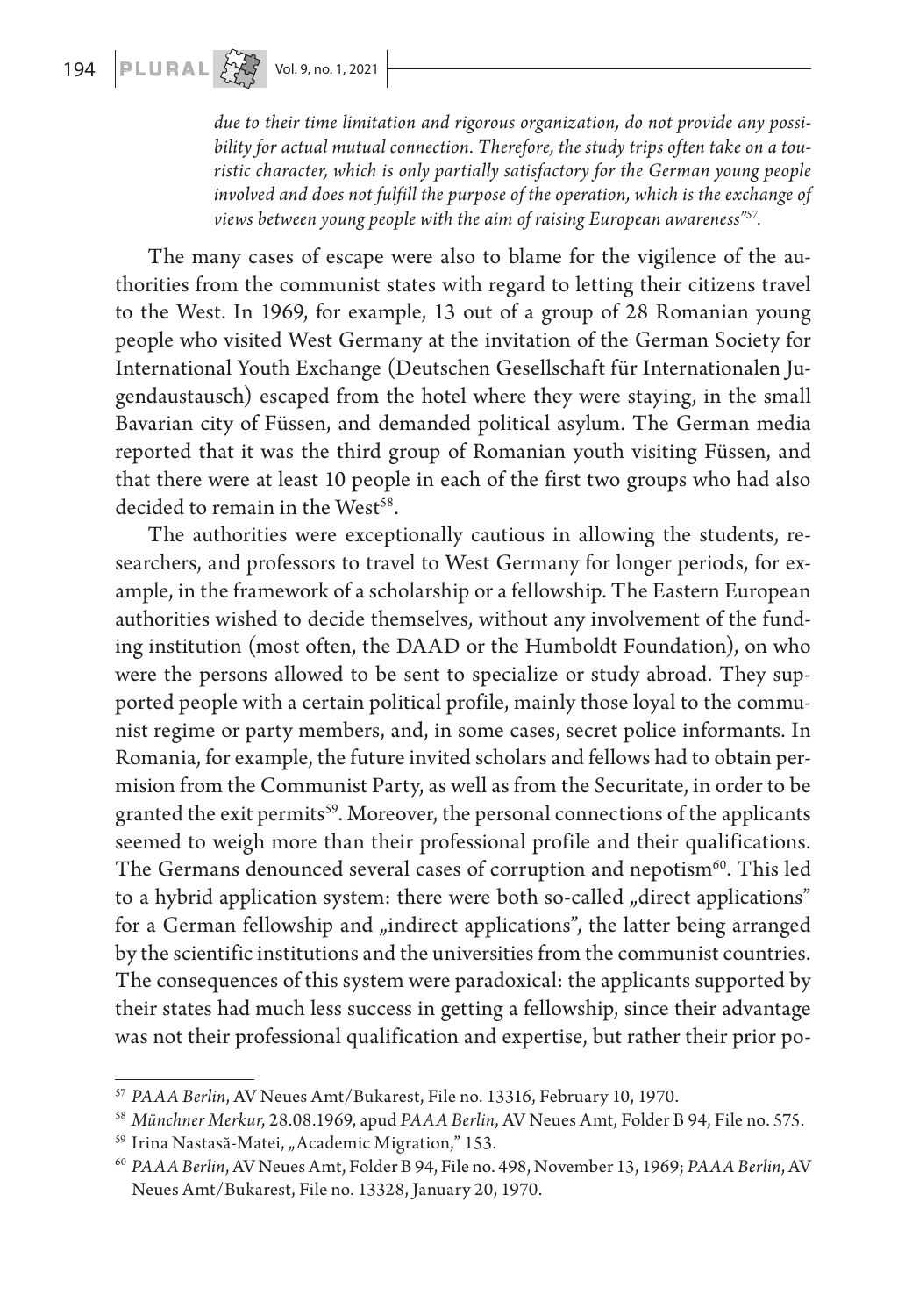*due to their time limitation and rigorous organization, do not provide any possibility for actual mutual connection. Therefore, the study trips often take on a touristic character, which is only partially satisfactory for the German young people involved and does not fulfill the purpose of the operation, which is the exchange of views between young people with the aim of raising European awareness"*[57].

The many cases of escape were also to blame for the vigilence of the authorities from the communist states with regard to letting their citizens travel to the West. In 1969, for example, 13 out of a group of 28 Romanian young people who visited West Germany at the invitation of the German Society for International Youth Exchange (Deutschen Gesellschaft für Internationalen Jugendaustausch) escaped from the hotel where they were staying, in the small Bavarian city of Füssen, and demanded political asylum. The German media reported that it was the third group of Romanian youth visiting Füssen, and that there were at least 10 people in each of the first two groups who had also decided to remain in the West[58].

The authorities were exceptionally cautious in allowing the students, researchers, and professors to travel to West Germany for longer periods, for example, in the framework of a scholarship or a fellowship. The Eastern European authorities wished to decide themselves, without any involvement of the funding institution (most often, the DAAD or the Humboldt Foundation), on who were the persons allowed to be sent to specialize or study abroad. They supported people with a certain political profile, mainly those loyal to the communist regime or party members, and, in some cases, secret police informants. In Romania, for example, the future invited scholars and fellows had to obtain permision from the Communist Party, as well as from the Securitate, in order to be granted the exit permits[59]. Moreover, the personal connections of the applicants seemed to weigh more than their professional profile and their qualifications. The Germans denounced several cases of corruption and nepotism[60]. This led to a hybrid application system: there were both so-called „direct applications" for a German fellowship and „indirect applications", the latter being arranged by the scientific institutions and the universities from the communist countries. The consequences of this system were paradoxical: the applicants supported by their states had much less success in getting a fellowship, since their advantage was not their professional qualification and expertise, but rather their prior po-

---

[57] *PAAA Berlin*, AV Neues Amt/Bukarest, File no. 13316, February 10, 1970.

[58] *Münchner Merkur*, 28.08.1969, apud *PAAA Berlin*, AV Neues Amt, Folder B 94, File no. 575.

[59] Irina Nastasă-Matei, „Academic Migration," 153.

[60] *PAAA Berlin*, AV Neues Amt, Folder B 94, File no. 498, November 13, 1969; *PAAA Berlin*, AV Neues Amt/Bukarest, File no. 13328, January 20, 1970.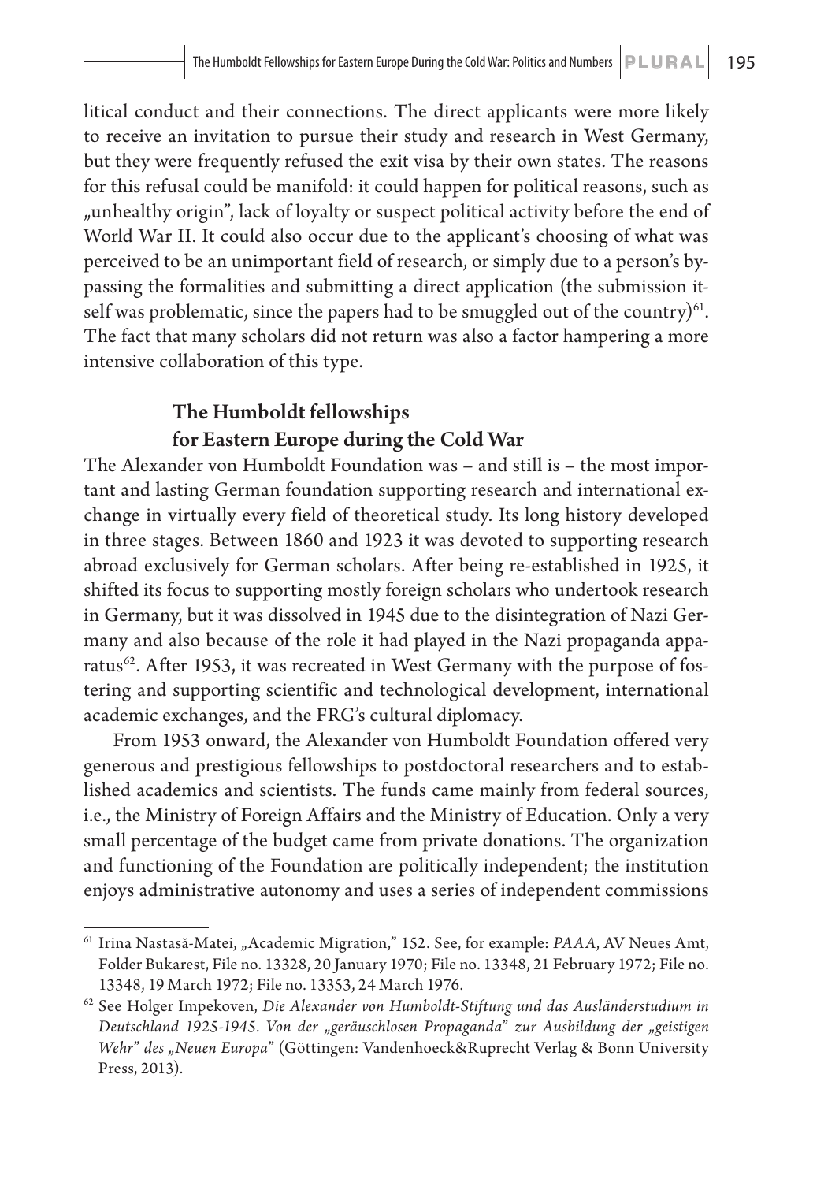litical conduct and their connections. The direct applicants were more likely to receive an invitation to pursue their study and research in West Germany, but they were frequently refused the exit visa by their own states. The reasons for this refusal could be manifold: it could happen for political reasons, such as „unhealthy origin", lack of loyalty or suspect political activity before the end of World War II. It could also occur due to the applicant's choosing of what was perceived to be an unimportant field of research, or simply due to a person's bypassing the formalities and submitting a direct application (the submission itself was problematic, since the papers had to be smuggled out of the country)[61]. The fact that many scholars did not return was also a factor hampering a more intensive collaboration of this type.

## The Humboldt fellowships for Eastern Europe during the Cold War

The Alexander von Humboldt Foundation was – and still is – the most important and lasting German foundation supporting research and international exchange in virtually every field of theoretical study. Its long history developed in three stages. Between 1860 and 1923 it was devoted to supporting research abroad exclusively for German scholars. After being re-established in 1925, it shifted its focus to supporting mostly foreign scholars who undertook research in Germany, but it was dissolved in 1945 due to the disintegration of Nazi Germany and also because of the role it had played in the Nazi propaganda apparatus[62]. After 1953, it was recreated in West Germany with the purpose of fostering and supporting scientific and technological development, international academic exchanges, and the FRG's cultural diplomacy.

From 1953 onward, the Alexander von Humboldt Foundation offered very generous and prestigious fellowships to postdoctoral researchers and to established academics and scientists. The funds came mainly from federal sources, i.e., the Ministry of Foreign Affairs and the Ministry of Education. Only a very small percentage of the budget came from private donations. The organization and functioning of the Foundation are politically independent; the institution enjoys administrative autonomy and uses a series of independent commissions

---

[61] Irina Nastasă-Matei, „Academic Migration," 152. See, for example: *PAAA*, AV Neues Amt, Folder Bukarest, File no. 13328, 20 January 1970; File no. 13348, 21 February 1972; File no. 13348, 19 March 1972; File no. 13353, 24 March 1976.

[62] See Holger Impekoven, *Die Alexander von Humboldt-Stiftung und das Ausländerstudium in Deutschland 1925-1945. Von der „geräuschlosen Propaganda" zur Ausbildung der „geistigen Wehr" des „Neuen Europa"* (Göttingen: Vandenhoeck&Ruprecht Verlag & Bonn University Press, 2013).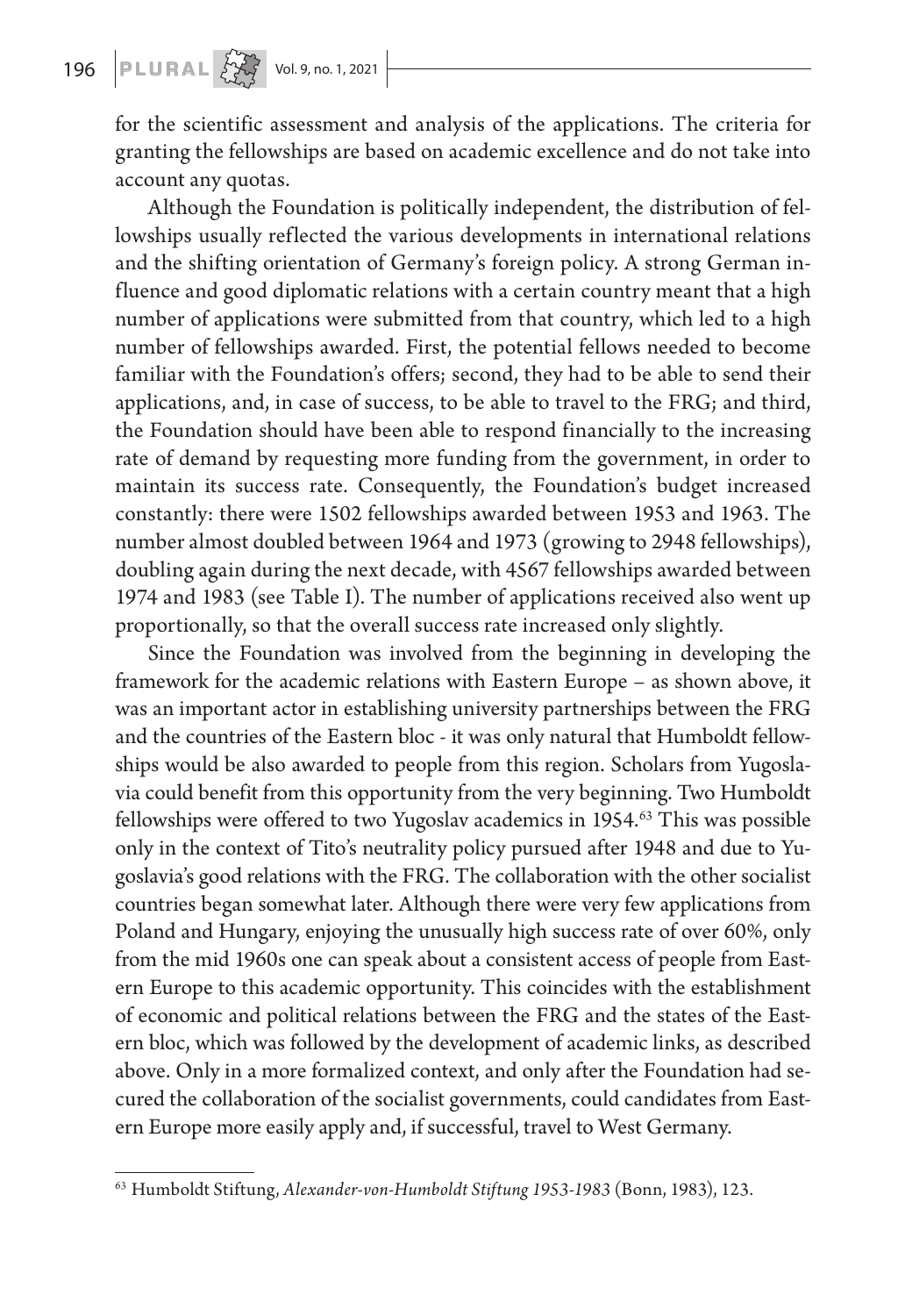for the scientific assessment and analysis of the applications. The criteria for granting the fellowships are based on academic excellence and do not take into account any quotas.

Although the Foundation is politically independent, the distribution of fellowships usually reflected the various developments in international relations and the shifting orientation of Germany's foreign policy. A strong German influence and good diplomatic relations with a certain country meant that a high number of applications were submitted from that country, which led to a high number of fellowships awarded. First, the potential fellows needed to become familiar with the Foundation's offers; second, they had to be able to send their applications, and, in case of success, to be able to travel to the FRG; and third, the Foundation should have been able to respond financially to the increasing rate of demand by requesting more funding from the government, in order to maintain its success rate. Consequently, the Foundation's budget increased constantly: there were 1502 fellowships awarded between 1953 and 1963. The number almost doubled between 1964 and 1973 (growing to 2948 fellowships), doubling again during the next decade, with 4567 fellowships awarded between 1974 and 1983 (see Table I). The number of applications received also went up proportionally, so that the overall success rate increased only slightly.

Since the Foundation was involved from the beginning in developing the framework for the academic relations with Eastern Europe – as shown above, it was an important actor in establishing university partnerships between the FRG and the countries of the Eastern bloc - it was only natural that Humboldt fellowships would be also awarded to people from this region. Scholars from Yugoslavia could benefit from this opportunity from the very beginning. Two Humboldt fellowships were offered to two Yugoslav academics in 1954.[63] This was possible only in the context of Tito's neutrality policy pursued after 1948 and due to Yugoslavia's good relations with the FRG. The collaboration with the other socialist countries began somewhat later. Although there were very few applications from Poland and Hungary, enjoying the unusually high success rate of over 60%, only from the mid 1960s one can speak about a consistent access of people from Eastern Europe to this academic opportunity. This coincides with the establishment of economic and political relations between the FRG and the states of the Eastern bloc, which was followed by the development of academic links, as described above. Only in a more formalized context, and only after the Foundation had secured the collaboration of the socialist governments, could candidates from Eastern Europe more easily apply and, if successful, travel to West Germany.

---

[63] Humboldt Stiftung, *Alexander-von-Humboldt Stiftung 1953-1983* (Bonn, 1983), 123.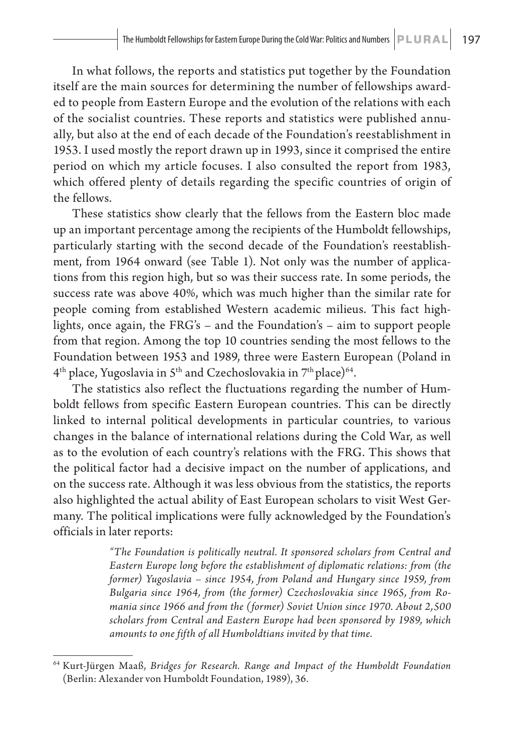In what follows, the reports and statistics put together by the Foundation itself are the main sources for determining the number of fellowships awarded to people from Eastern Europe and the evolution of the relations with each of the socialist countries. These reports and statistics were published annually, but also at the end of each decade of the Foundation's reestablishment in 1953. I used mostly the report drawn up in 1993, since it comprised the entire period on which my article focuses. I also consulted the report from 1983, which offered plenty of details regarding the specific countries of origin of the fellows.

These statistics show clearly that the fellows from the Eastern bloc made up an important percentage among the recipients of the Humboldt fellowships, particularly starting with the second decade of the Foundation's reestablishment, from 1964 onward (see Table 1). Not only was the number of applications from this region high, but so was their success rate. In some periods, the success rate was above 40%, which was much higher than the similar rate for people coming from established Western academic milieus. This fact highlights, once again, the FRG's – and the Foundation's – aim to support people from that region. Among the top 10 countries sending the most fellows to the Foundation between 1953 and 1989, three were Eastern European (Poland in 4th place, Yugoslavia in 5th and Czechoslovakia in 7th place)[64].

The statistics also reflect the fluctuations regarding the number of Humboldt fellows from specific Eastern European countries. This can be directly linked to internal political developments in particular countries, to various changes in the balance of international relations during the Cold War, as well as to the evolution of each country's relations with the FRG. This shows that the political factor had a decisive impact on the number of applications, and on the success rate. Although it was less obvious from the statistics, the reports also highlighted the actual ability of East European scholars to visit West Germany. The political implications were fully acknowledged by the Foundation's officials in later reports:

> *"The Foundation is politically neutral. It sponsored scholars from Central and Eastern Europe long before the establishment of diplomatic relations: from (the former) Yugoslavia – since 1954, from Poland and Hungary since 1959, from Bulgaria since 1964, from (the former) Czechoslovakia since 1965, from Romania since 1966 and from the (former) Soviet Union since 1970. About 2,500 scholars from Central and Eastern Europe had been sponsored by 1989, which amounts to one fifth of all Humboldtians invited by that time.*

---

[64] Kurt-Jürgen Maaß, *Bridges for Research. Range and Impact of the Humboldt Foundation* (Berlin: Alexander von Humboldt Foundation, 1989), 36.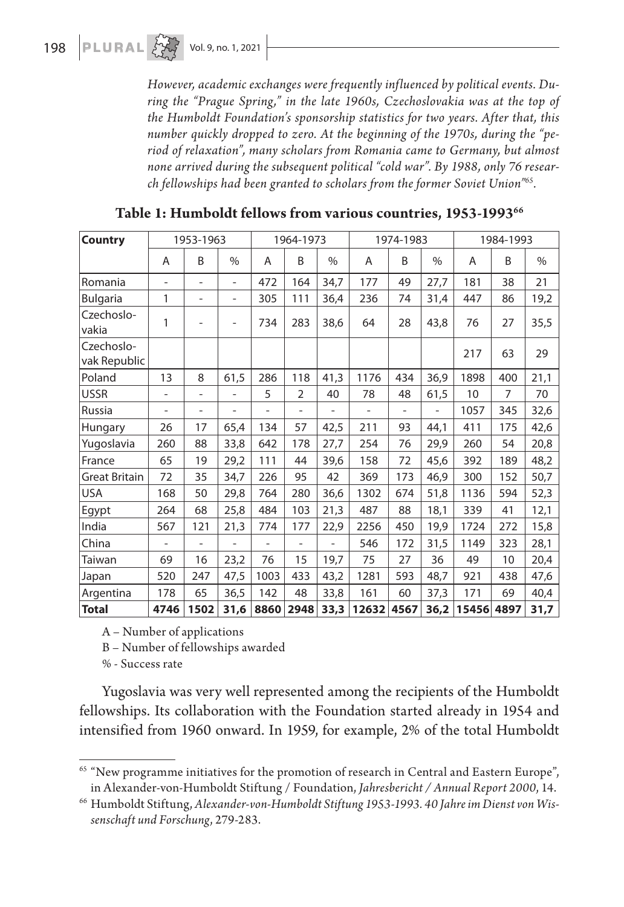*However, academic exchanges were frequently influenced by political events. During the "Prague Spring," in the late 1960s, Czechoslovakia was at the top of the Humboldt Foundation's sponsorship statistics for two years. After that, this number quickly dropped to zero. At the beginning of the 1970s, during the "period of relaxation", many scholars from Romania came to Germany, but almost none arrived during the subsequent political "cold war". By 1988, only 76 research fellowships had been granted to scholars from the former Soviet Union"*[65].

**Table 1: Humboldt fellows from various countries, 1953-1993**[66]

| Country | 1953-1963 | | | 1964-1973 | | | 1974-1983 | | | 1984-1993 | | |
|---|---|---|---|---|---|---|---|---|---|---|---|---|
| | A | B | % | A | B | % | A | B | % | A | B | % |
| Romania | - | - | - | 472 | 164 | 34,7 | 177 | 49 | 27,7 | 181 | 38 | 21 |
| Bulgaria | 1 | - | - | 305 | 111 | 36,4 | 236 | 74 | 31,4 | 447 | 86 | 19,2 |
| Czechoslovakia | 1 | - | - | 734 | 283 | 38,6 | 64 | 28 | 43,8 | 76 | 27 | 35,5 |
| Czechoslovak Republic | | | | | | | | | | 217 | 63 | 29 |
| Poland | 13 | 8 | 61,5 | 286 | 118 | 41,3 | 1176 | 434 | 36,9 | 1898 | 400 | 21,1 |
| USSR | - | - | - | 5 | 2 | 40 | 78 | 48 | 61,5 | 10 | 7 | 70 |
| Russia | - | - | - | - | - | - | - | - | - | 1057 | 345 | 32,6 |
| Hungary | 26 | 17 | 65,4 | 134 | 57 | 42,5 | 211 | 93 | 44,1 | 411 | 175 | 42,6 |
| Yugoslavia | 260 | 88 | 33,8 | 642 | 178 | 27,7 | 254 | 76 | 29,9 | 260 | 54 | 20,8 |
| France | 65 | 19 | 29,2 | 111 | 44 | 39,6 | 158 | 72 | 45,6 | 392 | 189 | 48,2 |
| Great Britain | 72 | 35 | 34,7 | 226 | 95 | 42 | 369 | 173 | 46,9 | 300 | 152 | 50,7 |
| USA | 168 | 50 | 29,8 | 764 | 280 | 36,6 | 1302 | 674 | 51,8 | 1136 | 594 | 52,3 |
| Egypt | 264 | 68 | 25,8 | 484 | 103 | 21,3 | 487 | 88 | 18,1 | 339 | 41 | 12,1 |
| India | 567 | 121 | 21,3 | 774 | 177 | 22,9 | 2256 | 450 | 19,9 | 1724 | 272 | 15,8 |
| China | - | - | - | - | - | - | 546 | 172 | 31,5 | 1149 | 323 | 28,1 |
| Taiwan | 69 | 16 | 23,2 | 76 | 15 | 19,7 | 75 | 27 | 36 | 49 | 10 | 20,4 |
| Japan | 520 | 247 | 47,5 | 1003 | 433 | 43,2 | 1281 | 593 | 48,7 | 921 | 438 | 47,6 |
| Argentina | 178 | 65 | 36,5 | 142 | 48 | 33,8 | 161 | 60 | 37,3 | 171 | 69 | 40,4 |
| **Total** | **4746** | **1502** | **31,6** | **8860** | **2948** | **33,3** | **12632** | **4567** | **36,2** | **15456** | **4897** | **31,7** |

A – Number of applications

B – Number of fellowships awarded

% - Success rate

Yugoslavia was very well represented among the recipients of the Humboldt fellowships. Its collaboration with the Foundation started already in 1954 and intensified from 1960 onward. In 1959, for example, 2% of the total Humboldt

[65] "New programme initiatives for the promotion of research in Central and Eastern Europe", in Alexander-von-Humboldt Stiftung / Foundation, *Jahresbericht / Annual Report 2000*, 14.

[66] Humboldt Stiftung, *Alexander-von-Humboldt Stiftung 1953-1993. 40 Jahre im Dienst von Wissenschaft und Forschung*, 279-283.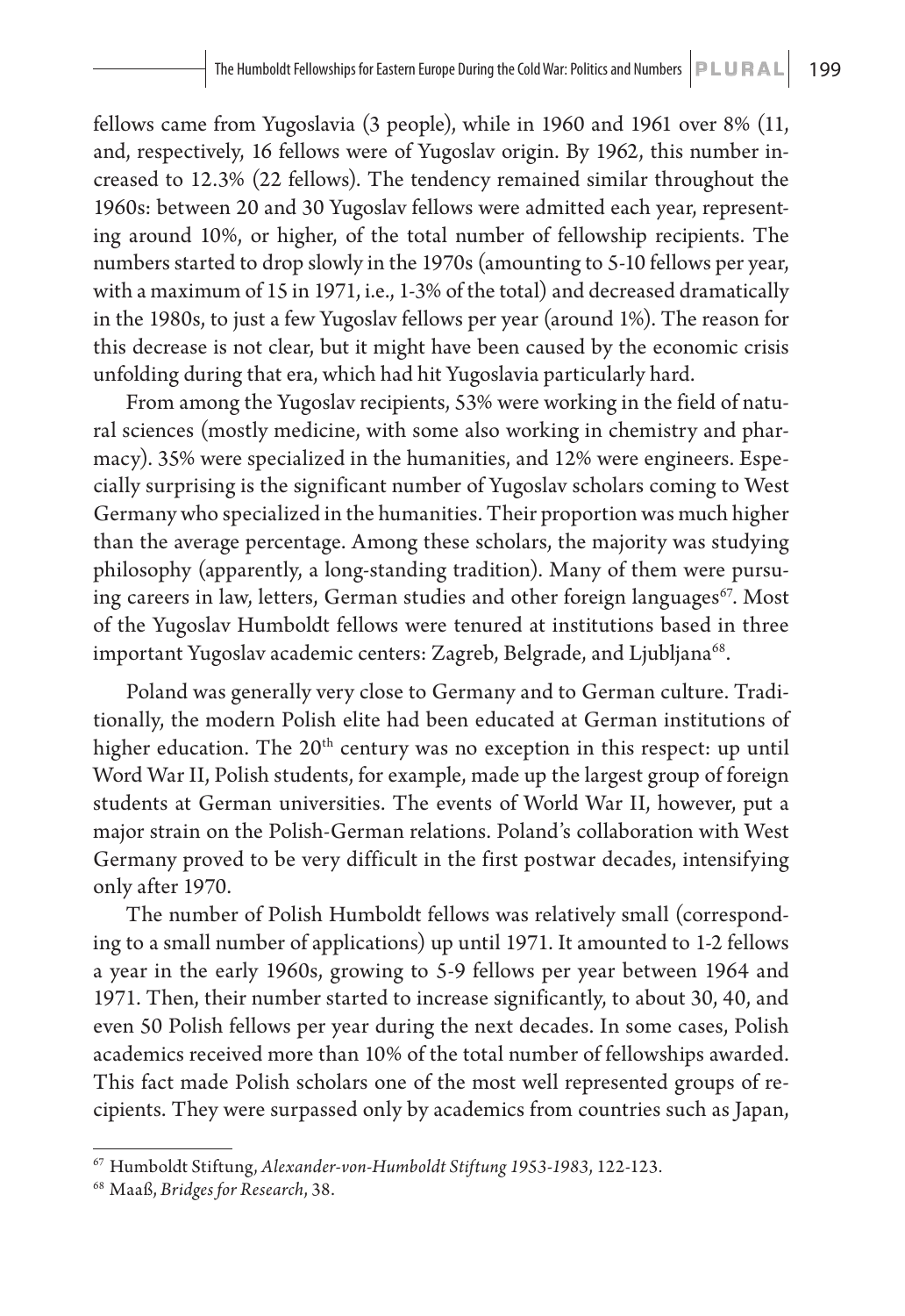fellows came from Yugoslavia (3 people), while in 1960 and 1961 over 8% (11, and, respectively, 16 fellows were of Yugoslav origin. By 1962, this number increased to 12.3% (22 fellows). The tendency remained similar throughout the 1960s: between 20 and 30 Yugoslav fellows were admitted each year, representing around 10%, or higher, of the total number of fellowship recipients. The numbers started to drop slowly in the 1970s (amounting to 5-10 fellows per year, with a maximum of 15 in 1971, i.e., 1-3% of the total) and decreased dramatically in the 1980s, to just a few Yugoslav fellows per year (around 1%). The reason for this decrease is not clear, but it might have been caused by the economic crisis unfolding during that era, which had hit Yugoslavia particularly hard.

From among the Yugoslav recipients, 53% were working in the field of natural sciences (mostly medicine, with some also working in chemistry and pharmacy). 35% were specialized in the humanities, and 12% were engineers. Especially surprising is the significant number of Yugoslav scholars coming to West Germany who specialized in the humanities. Their proportion was much higher than the average percentage. Among these scholars, the majority was studying philosophy (apparently, a long-standing tradition). Many of them were pursuing careers in law, letters, German studies and other foreign languages[67]. Most of the Yugoslav Humboldt fellows were tenured at institutions based in three important Yugoslav academic centers: Zagreb, Belgrade, and Ljubljana[68].

Poland was generally very close to Germany and to German culture. Traditionally, the modern Polish elite had been educated at German institutions of higher education. The 20th century was no exception in this respect: up until Word War II, Polish students, for example, made up the largest group of foreign students at German universities. The events of World War II, however, put a major strain on the Polish-German relations. Poland's collaboration with West Germany proved to be very difficult in the first postwar decades, intensifying only after 1970.

The number of Polish Humboldt fellows was relatively small (corresponding to a small number of applications) up until 1971. It amounted to 1-2 fellows a year in the early 1960s, growing to 5-9 fellows per year between 1964 and 1971. Then, their number started to increase significantly, to about 30, 40, and even 50 Polish fellows per year during the next decades. In some cases, Polish academics received more than 10% of the total number of fellowships awarded. This fact made Polish scholars one of the most well represented groups of recipients. They were surpassed only by academics from countries such as Japan,

---

[67] Humboldt Stiftung, *Alexander-von-Humboldt Stiftung 1953-1983*, 122-123.

[68] Maaß, *Bridges for Research*, 38.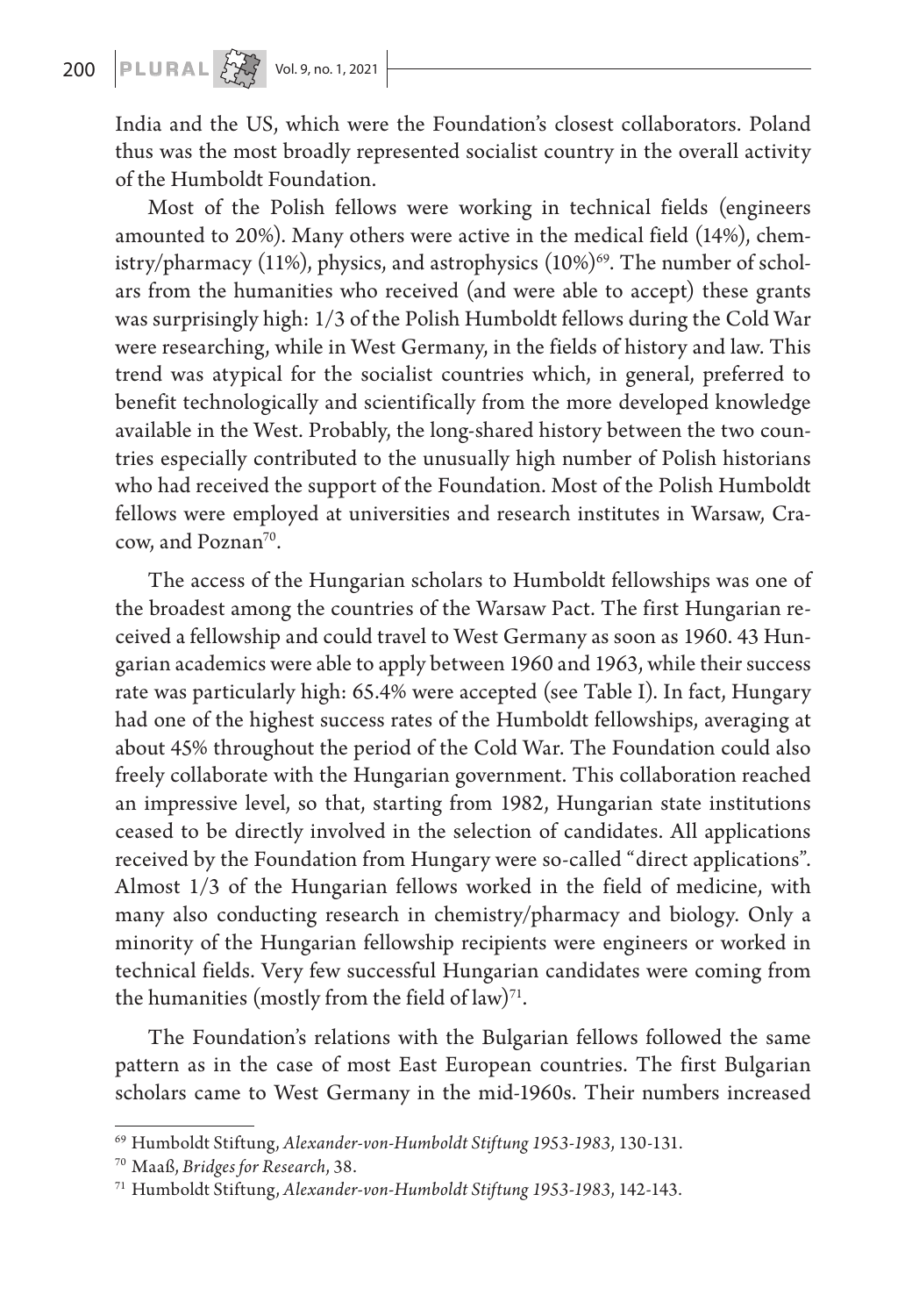India and the US, which were the Foundation's closest collaborators. Poland thus was the most broadly represented socialist country in the overall activity of the Humboldt Foundation.

Most of the Polish fellows were working in technical fields (engineers amounted to 20%). Many others were active in the medical field (14%), chemistry/pharmacy (11%), physics, and astrophysics (10%)[69]. The number of scholars from the humanities who received (and were able to accept) these grants was surprisingly high: 1/3 of the Polish Humboldt fellows during the Cold War were researching, while in West Germany, in the fields of history and law. This trend was atypical for the socialist countries which, in general, preferred to benefit technologically and scientifically from the more developed knowledge available in the West. Probably, the long-shared history between the two countries especially contributed to the unusually high number of Polish historians who had received the support of the Foundation. Most of the Polish Humboldt fellows were employed at universities and research institutes in Warsaw, Cracow, and Poznan[70].

The access of the Hungarian scholars to Humboldt fellowships was one of the broadest among the countries of the Warsaw Pact. The first Hungarian received a fellowship and could travel to West Germany as soon as 1960. 43 Hungarian academics were able to apply between 1960 and 1963, while their success rate was particularly high: 65.4% were accepted (see Table I). In fact, Hungary had one of the highest success rates of the Humboldt fellowships, averaging at about 45% throughout the period of the Cold War. The Foundation could also freely collaborate with the Hungarian government. This collaboration reached an impressive level, so that, starting from 1982, Hungarian state institutions ceased to be directly involved in the selection of candidates. All applications received by the Foundation from Hungary were so-called "direct applications". Almost 1/3 of the Hungarian fellows worked in the field of medicine, with many also conducting research in chemistry/pharmacy and biology. Only a minority of the Hungarian fellowship recipients were engineers or worked in technical fields. Very few successful Hungarian candidates were coming from the humanities (mostly from the field of law)[71].

The Foundation's relations with the Bulgarian fellows followed the same pattern as in the case of most East European countries. The first Bulgarian scholars came to West Germany in the mid-1960s. Their numbers increased

---

[69] Humboldt Stiftung, *Alexander-von-Humboldt Stiftung 1953-1983*, 130-131.

[70] Maaß, *Bridges for Research*, 38.

[71] Humboldt Stiftung, *Alexander-von-Humboldt Stiftung 1953-1983*, 142-143.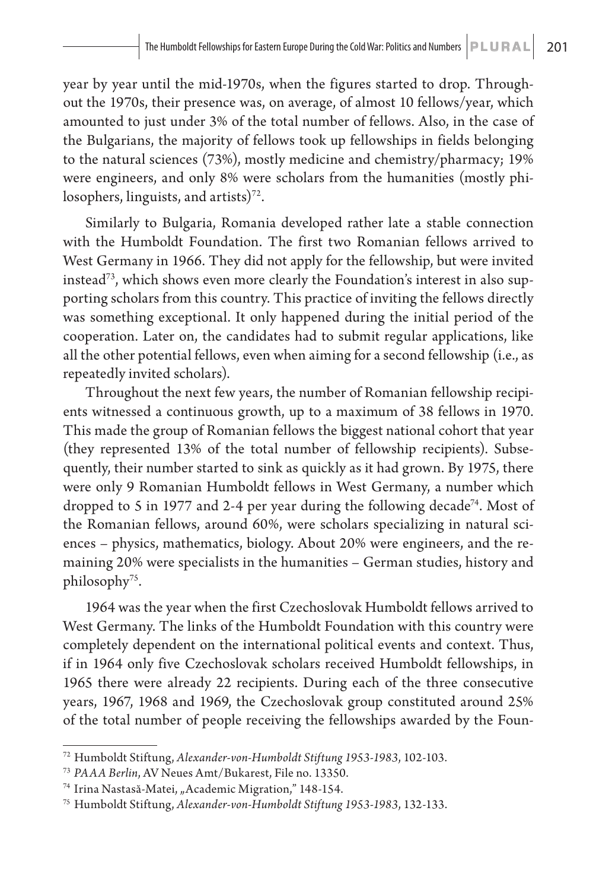year by year until the mid-1970s, when the figures started to drop. Throughout the 1970s, their presence was, on average, of almost 10 fellows/year, which amounted to just under 3% of the total number of fellows. Also, in the case of the Bulgarians, the majority of fellows took up fellowships in fields belonging to the natural sciences (73%), mostly medicine and chemistry/pharmacy; 19% were engineers, and only 8% were scholars from the humanities (mostly philosophers, linguists, and artists)[72].

Similarly to Bulgaria, Romania developed rather late a stable connection with the Humboldt Foundation. The first two Romanian fellows arrived to West Germany in 1966. They did not apply for the fellowship, but were invited instead[73], which shows even more clearly the Foundation's interest in also supporting scholars from this country. This practice of inviting the fellows directly was something exceptional. It only happened during the initial period of the cooperation. Later on, the candidates had to submit regular applications, like all the other potential fellows, even when aiming for a second fellowship (i.e., as repeatedly invited scholars).

Throughout the next few years, the number of Romanian fellowship recipients witnessed a continuous growth, up to a maximum of 38 fellows in 1970. This made the group of Romanian fellows the biggest national cohort that year (they represented 13% of the total number of fellowship recipients). Subsequently, their number started to sink as quickly as it had grown. By 1975, there were only 9 Romanian Humboldt fellows in West Germany, a number which dropped to 5 in 1977 and 2-4 per year during the following decade[74]. Most of the Romanian fellows, around 60%, were scholars specializing in natural sciences – physics, mathematics, biology. About 20% were engineers, and the remaining 20% were specialists in the humanities – German studies, history and philosophy[75].

1964 was the year when the first Czechoslovak Humboldt fellows arrived to West Germany. The links of the Humboldt Foundation with this country were completely dependent on the international political events and context. Thus, if in 1964 only five Czechoslovak scholars received Humboldt fellowships, in 1965 there were already 22 recipients. During each of the three consecutive years, 1967, 1968 and 1969, the Czechoslovak group constituted around 25% of the total number of people receiving the fellowships awarded by the Foun-

---

[72] Humboldt Stiftung, *Alexander-von-Humboldt Stiftung 1953-1983*, 102-103.

[73] *PAAA Berlin*, AV Neues Amt/Bukarest, File no. 13350.

[74] Irina Nastasă-Matei, „Academic Migration," 148-154.

[75] Humboldt Stiftung, *Alexander-von-Humboldt Stiftung 1953-1983*, 132-133.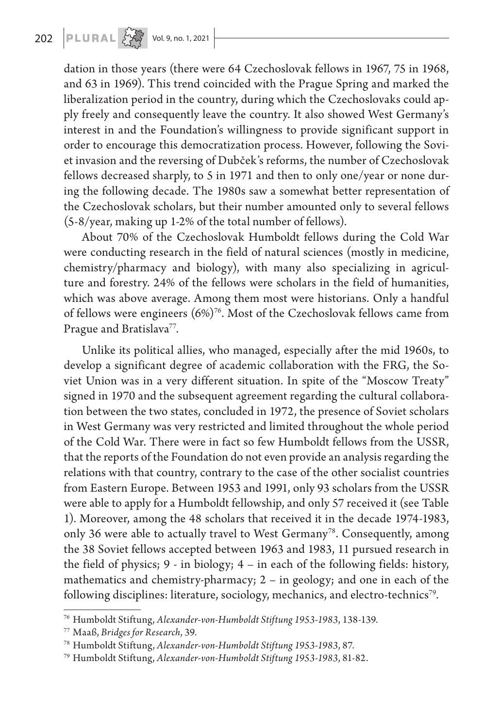dation in those years (there were 64 Czechoslovak fellows in 1967, 75 in 1968, and 63 in 1969). This trend coincided with the Prague Spring and marked the liberalization period in the country, during which the Czechoslovaks could apply freely and consequently leave the country. It also showed West Germany's interest in and the Foundation's willingness to provide significant support in order to encourage this democratization process. However, following the Soviet invasion and the reversing of Dubček's reforms, the number of Czechoslovak fellows decreased sharply, to 5 in 1971 and then to only one/year or none during the following decade. The 1980s saw a somewhat better representation of the Czechoslovak scholars, but their number amounted only to several fellows (5-8/year, making up 1-2% of the total number of fellows).

About 70% of the Czechoslovak Humboldt fellows during the Cold War were conducting research in the field of natural sciences (mostly in medicine, chemistry/pharmacy and biology), with many also specializing in agriculture and forestry. 24% of the fellows were scholars in the field of humanities, which was above average. Among them most were historians. Only a handful of fellows were engineers (6%)[76]. Most of the Czechoslovak fellows came from Prague and Bratislava[77].

Unlike its political allies, who managed, especially after the mid 1960s, to develop a significant degree of academic collaboration with the FRG, the Soviet Union was in a very different situation. In spite of the "Moscow Treaty" signed in 1970 and the subsequent agreement regarding the cultural collaboration between the two states, concluded in 1972, the presence of Soviet scholars in West Germany was very restricted and limited throughout the whole period of the Cold War. There were in fact so few Humboldt fellows from the USSR, that the reports of the Foundation do not even provide an analysis regarding the relations with that country, contrary to the case of the other socialist countries from Eastern Europe. Between 1953 and 1991, only 93 scholars from the USSR were able to apply for a Humboldt fellowship, and only 57 received it (see Table 1). Moreover, among the 48 scholars that received it in the decade 1974-1983, only 36 were able to actually travel to West Germany[78]. Consequently, among the 38 Soviet fellows accepted between 1963 and 1983, 11 pursued research in the field of physics; 9 - in biology; 4 – in each of the following fields: history, mathematics and chemistry-pharmacy; 2 – in geology; and one in each of the following disciplines: literature, sociology, mechanics, and electro-technics[79].

---

[76] Humboldt Stiftung, *Alexander-von-Humboldt Stiftung 1953-1983*, 138-139.

[77] Maaß, *Bridges for Research*, 39.

[78] Humboldt Stiftung, *Alexander-von-Humboldt Stiftung 1953-1983*, 87.

[79] Humboldt Stiftung, *Alexander-von-Humboldt Stiftung 1953-1983*, 81-82.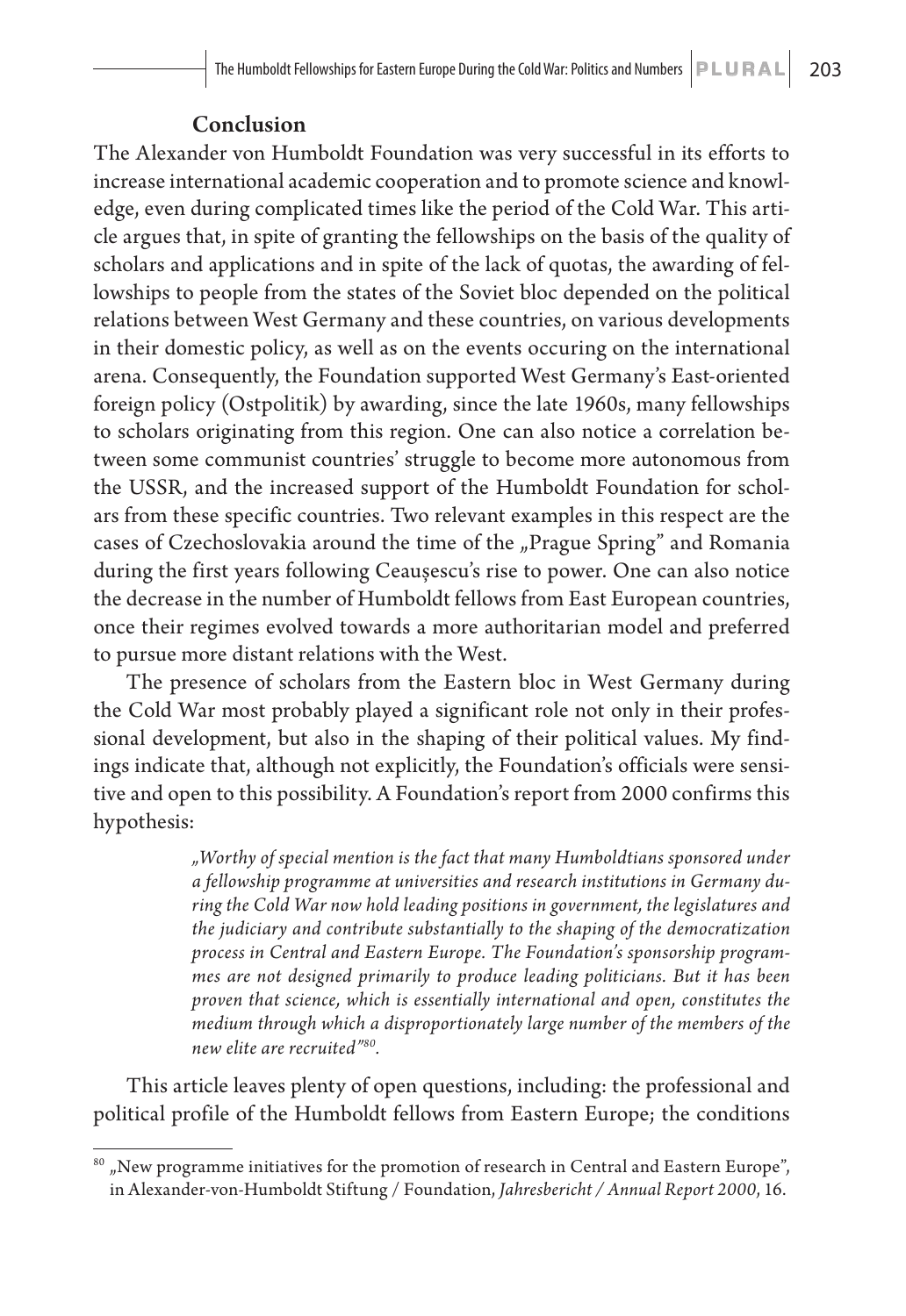## Conclusion

The Alexander von Humboldt Foundation was very successful in its efforts to increase international academic cooperation and to promote science and knowledge, even during complicated times like the period of the Cold War. This article argues that, in spite of granting the fellowships on the basis of the quality of scholars and applications and in spite of the lack of quotas, the awarding of fellowships to people from the states of the Soviet bloc depended on the political relations between West Germany and these countries, on various developments in their domestic policy, as well as on the events occuring on the international arena. Consequently, the Foundation supported West Germany's East-oriented foreign policy (Ostpolitik) by awarding, since the late 1960s, many fellowships to scholars originating from this region. One can also notice a correlation between some communist countries' struggle to become more autonomous from the USSR, and the increased support of the Humboldt Foundation for scholars from these specific countries. Two relevant examples in this respect are the cases of Czechoslovakia around the time of the „Prague Spring" and Romania during the first years following Ceaușescu's rise to power. One can also notice the decrease in the number of Humboldt fellows from East European countries, once their regimes evolved towards a more authoritarian model and preferred to pursue more distant relations with the West.

The presence of scholars from the Eastern bloc in West Germany during the Cold War most probably played a significant role not only in their professional development, but also in the shaping of their political values. My findings indicate that, although not explicitly, the Foundation's officials were sensitive and open to this possibility. A Foundation's report from 2000 confirms this hypothesis:

> *„Worthy of special mention is the fact that many Humboldtians sponsored under a fellowship programme at universities and research institutions in Germany during the Cold War now hold leading positions in government, the legislatures and the judiciary and contribute substantially to the shaping of the democratization process in Central and Eastern Europe. The Foundation's sponsorship programmes are not designed primarily to produce leading politicians. But it has been proven that science, which is essentially international and open, constitutes the medium through which a disproportionately large number of the members of the new elite are recruited"*[80].

This article leaves plenty of open questions, including: the professional and political profile of the Humboldt fellows from Eastern Europe; the conditions

---

[80] „New programme initiatives for the promotion of research in Central and Eastern Europe", in Alexander-von-Humboldt Stiftung / Foundation, *Jahresbericht / Annual Report 2000*, 16.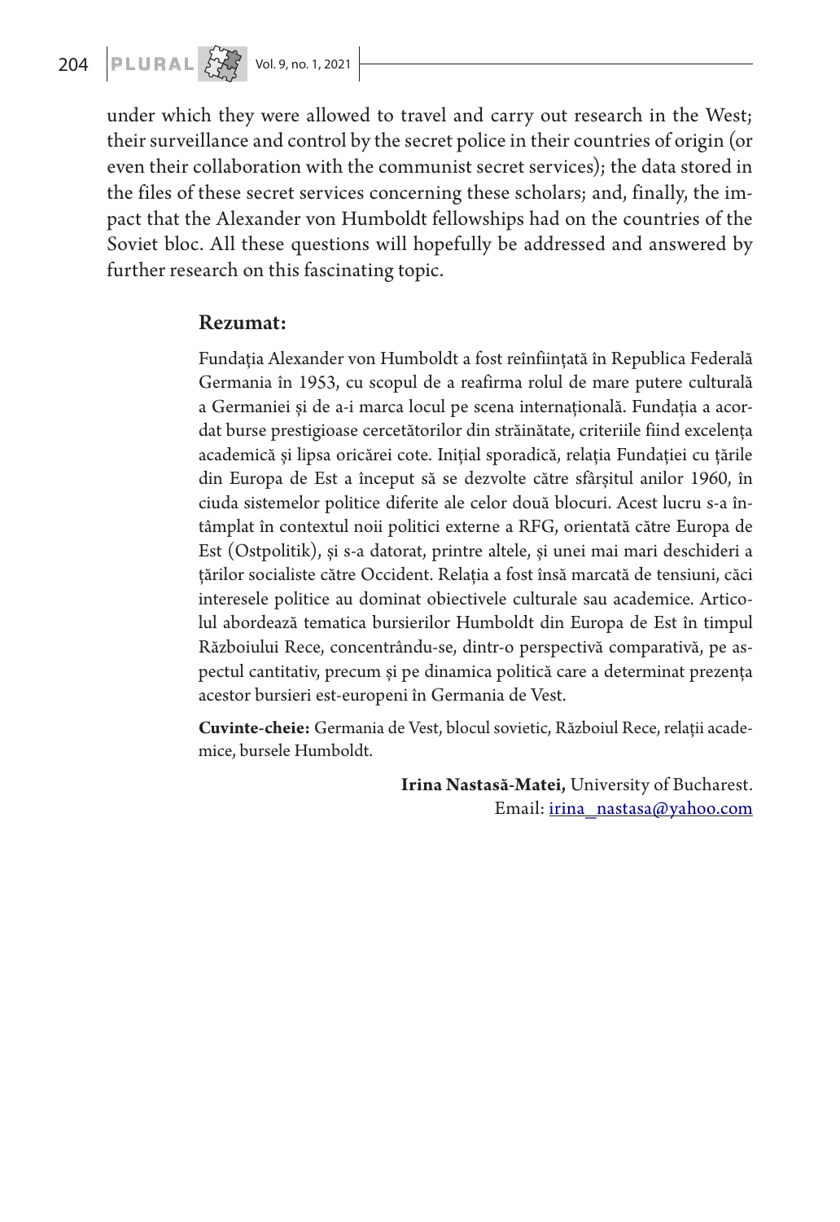under which they were allowed to travel and carry out research in the West; their surveillance and control by the secret police in their countries of origin (or even their collaboration with the communist secret services); the data stored in the files of these secret services concerning these scholars; and, finally, the impact that the Alexander von Humboldt fellowships had on the countries of the Soviet bloc. All these questions will hopefully be addressed and answered by further research on this fascinating topic.

## Rezumat:

Fundația Alexander von Humboldt a fost reînființată în Republica Federală Germania în 1953, cu scopul de a reafirma rolul de mare putere culturală a Germaniei și de a-i marca locul pe scena internațională. Fundația a acordat burse prestigioase cercetătorilor din străinătate, criteriile fiind excelența academică și lipsa oricărei cote. Inițial sporadică, relația Fundației cu țările din Europa de Est a început să se dezvolte către sfârșitul anilor 1960, în ciuda sistemelor politice diferite ale celor două blocuri. Acest lucru s-a întâmplat în contextul noii politici externe a RFG, orientată către Europa de Est (Ostpolitik), și s-a datorat, printre altele, și unei mai mari deschideri a țărilor socialiste către Occident. Relația a fost însă marcată de tensiuni, căci interesele politice au dominat obiectivele culturale sau academice. Articolul abordează tematica bursierilor Humboldt din Europa de Est în timpul Războiului Rece, concentrându-se, dintr-o perspectivă comparativă, pe aspectul cantitativ, precum și pe dinamica politică care a determinat prezența acestor bursieri est-europeni în Germania de Vest.

**Cuvinte-cheie:** Germania de Vest, blocul sovietic, Războiul Rece, relații academice, bursele Humboldt.

**Irina Nastasă-Matei,** University of Bucharest.
Email: irina_nastasa@yahoo.com